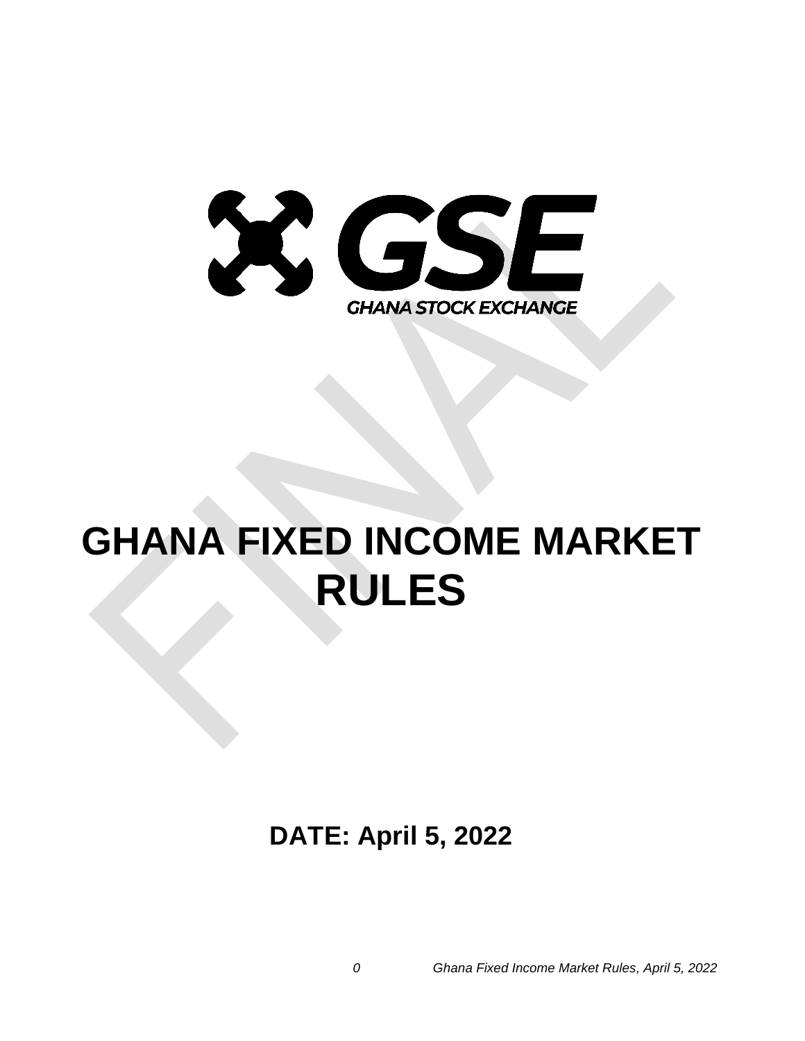GSE

GHANA STOCK EXCHANGE

# GHANA FIXED INCOME MARKET RULES

**DATE: April 5, 2022**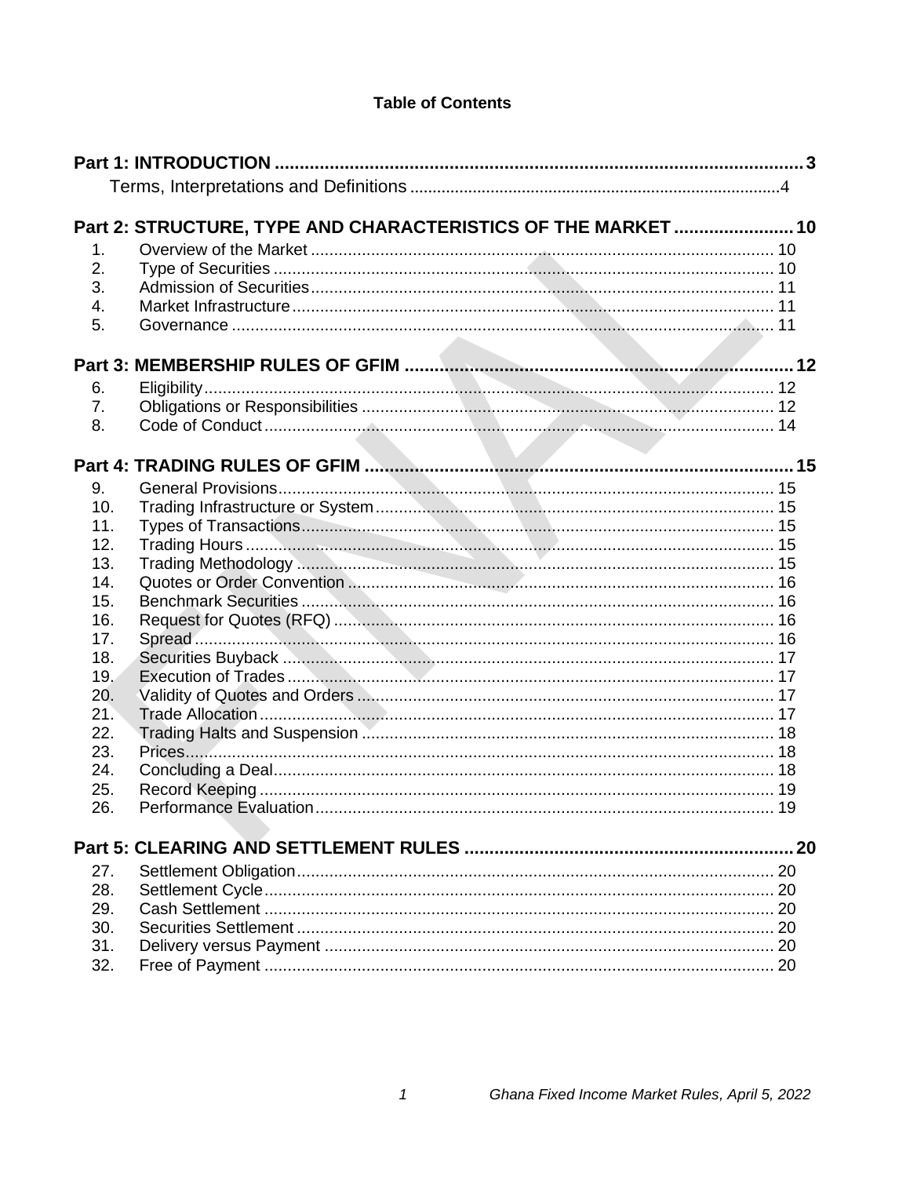**Table of Contents**

**Part 1: INTRODUCTION** ........................................ 3

Terms, Interpretations and Definitions ........................................ 4

**Part 2: STRUCTURE, TYPE AND CHARACTERISTICS OF THE MARKET** ........................................ 10

1. Overview of the Market ........................................ 10
2. Type of Securities ........................................ 10
3. Admission of Securities ........................................ 11
4. Market Infrastructure ........................................ 11
5. Governance ........................................ 11

**Part 3: MEMBERSHIP RULES OF GFIM** ........................................ 12

6. Eligibility ........................................ 12
7. Obligations or Responsibilities ........................................ 12
8. Code of Conduct ........................................ 14

**Part 4: TRADING RULES OF GFIM** ........................................ 15

9. General Provisions ........................................ 15
10. Trading Infrastructure or System ........................................ 15
11. Types of Transactions ........................................ 15
12. Trading Hours ........................................ 15
13. Trading Methodology ........................................ 15
14. Quotes or Order Convention ........................................ 16
15. Benchmark Securities ........................................ 16
16. Request for Quotes (RFQ) ........................................ 16
17. Spread ........................................ 16
18. Securities Buyback ........................................ 17
19. Execution of Trades ........................................ 17
20. Validity of Quotes and Orders ........................................ 17
21. Trade Allocation ........................................ 17
22. Trading Halts and Suspension ........................................ 18
23. Prices ........................................ 18
24. Concluding a Deal ........................................ 18
25. Record Keeping ........................................ 19
26. Performance Evaluation ........................................ 19

**Part 5: CLEARING AND SETTLEMENT RULES** ........................................ 20

27. Settlement Obligation ........................................ 20
28. Settlement Cycle ........................................ 20
29. Cash Settlement ........................................ 20
30. Securities Settlement ........................................ 20
31. Delivery versus Payment ........................................ 20
32. Free of Payment ........................................ 20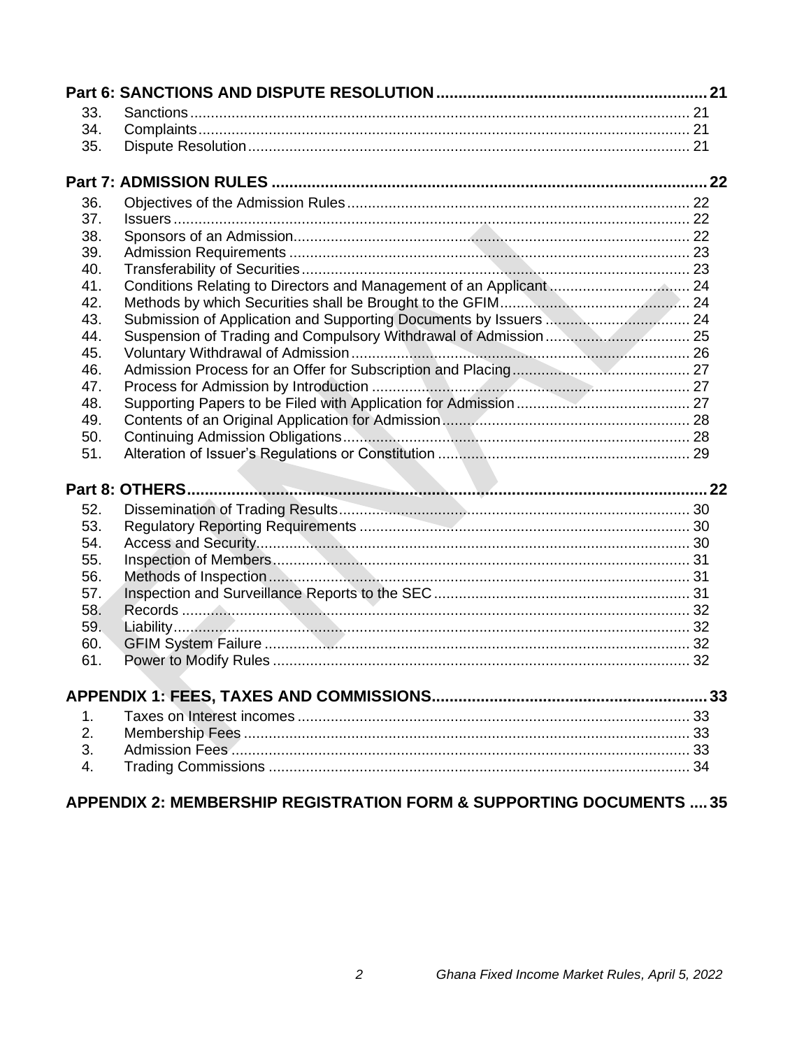**Part 6: SANCTIONS AND DISPUTE RESOLUTION ............................................................ 21**

33. Sanctions ........................................................................................................................ 21
34. Complaints ...................................................................................................................... 21
35. Dispute Resolution .......................................................................................................... 21

**Part 7: ADMISSION RULES ................................................................................................. 22**

36. Objectives of the Admission Rules .................................................................................. 22
37. Issuers ............................................................................................................................ 22
38. Sponsors of an Admission ............................................................................................... 22
39. Admission Requirements ................................................................................................ 23
40. Transferability of Securities ............................................................................................. 23
41. Conditions Relating to Directors and Management of an Applicant .................................. 24
42. Methods by which Securities shall be Brought to the GFIM ............................................. 24
43. Submission of Application and Supporting Documents by Issuers .................................. 24
44. Suspension of Trading and Compulsory Withdrawal of Admission .................................. 25
45. Voluntary Withdrawal of Admission ................................................................................. 26
46. Admission Process for an Offer for Subscription and Placing .......................................... 27
47. Process for Admission by Introduction ............................................................................ 27
48. Supporting Papers to be Filed with Application for Admission ......................................... 27
49. Contents of an Original Application for Admission ........................................................... 28
50. Continuing Admission Obligations ................................................................................... 28
51. Alteration of Issuer's Regulations or Constitution ............................................................ 29

**Part 8: OTHERS ................................................................................................................... 22**

52. Dissemination of Trading Results ................................................................................... 30
53. Regulatory Reporting Requirements ............................................................................... 30
54. Access and Security ........................................................................................................ 30
55. Inspection of Members .................................................................................................... 31
56. Methods of Inspection ..................................................................................................... 31
57. Inspection and Surveillance Reports to the SEC ............................................................. 31
58. Records .......................................................................................................................... 32
59. Liability ............................................................................................................................ 32
60. GFIM System Failure ...................................................................................................... 32
61. Power to Modify Rules .................................................................................................... 32

**APPENDIX 1: FEES, TAXES AND COMMISSIONS ............................................................ 33**

1. Taxes on Interest incomes .............................................................................................. 33
2. Membership Fees ........................................................................................................... 33
3. Admission Fees .............................................................................................................. 33
4. Trading Commissions ..................................................................................................... 34

**APPENDIX 2: MEMBERSHIP REGISTRATION FORM & SUPPORTING DOCUMENTS .... 35**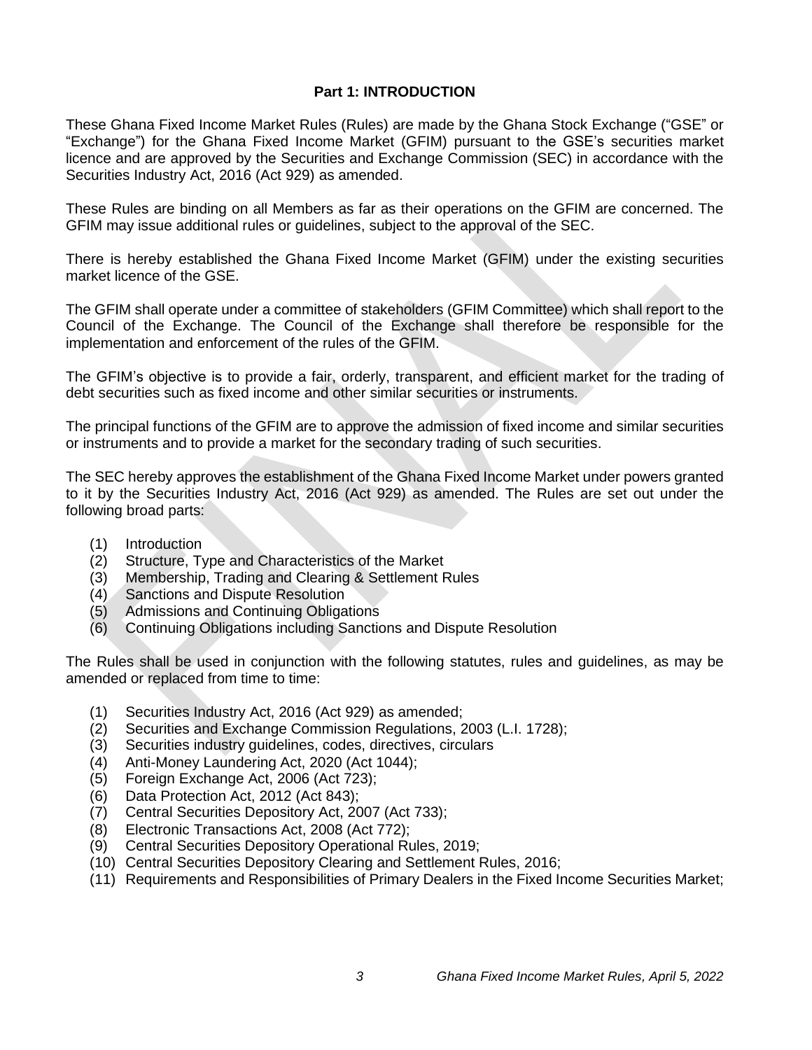## Part 1: INTRODUCTION

These Ghana Fixed Income Market Rules (Rules) are made by the Ghana Stock Exchange ("GSE" or "Exchange") for the Ghana Fixed Income Market (GFIM) pursuant to the GSE's securities market licence and are approved by the Securities and Exchange Commission (SEC) in accordance with the Securities Industry Act, 2016 (Act 929) as amended.

These Rules are binding on all Members as far as their operations on the GFIM are concerned. The GFIM may issue additional rules or guidelines, subject to the approval of the SEC.

There is hereby established the Ghana Fixed Income Market (GFIM) under the existing securities market licence of the GSE.

The GFIM shall operate under a committee of stakeholders (GFIM Committee) which shall report to the Council of the Exchange. The Council of the Exchange shall therefore be responsible for the implementation and enforcement of the rules of the GFIM.

The GFIM's objective is to provide a fair, orderly, transparent, and efficient market for the trading of debt securities such as fixed income and other similar securities or instruments.

The principal functions of the GFIM are to approve the admission of fixed income and similar securities or instruments and to provide a market for the secondary trading of such securities.

The SEC hereby approves the establishment of the Ghana Fixed Income Market under powers granted to it by the Securities Industry Act, 2016 (Act 929) as amended. The Rules are set out under the following broad parts:

(1) Introduction
(2) Structure, Type and Characteristics of the Market
(3) Membership, Trading and Clearing & Settlement Rules
(4) Sanctions and Dispute Resolution
(5) Admissions and Continuing Obligations
(6) Continuing Obligations including Sanctions and Dispute Resolution

The Rules shall be used in conjunction with the following statutes, rules and guidelines, as may be amended or replaced from time to time:

(1) Securities Industry Act, 2016 (Act 929) as amended;
(2) Securities and Exchange Commission Regulations, 2003 (L.I. 1728);
(3) Securities industry guidelines, codes, directives, circulars
(4) Anti-Money Laundering Act, 2020 (Act 1044);
(5) Foreign Exchange Act, 2006 (Act 723);
(6) Data Protection Act, 2012 (Act 843);
(7) Central Securities Depository Act, 2007 (Act 733);
(8) Electronic Transactions Act, 2008 (Act 772);
(9) Central Securities Depository Operational Rules, 2019;
(10) Central Securities Depository Clearing and Settlement Rules, 2016;
(11) Requirements and Responsibilities of Primary Dealers in the Fixed Income Securities Market;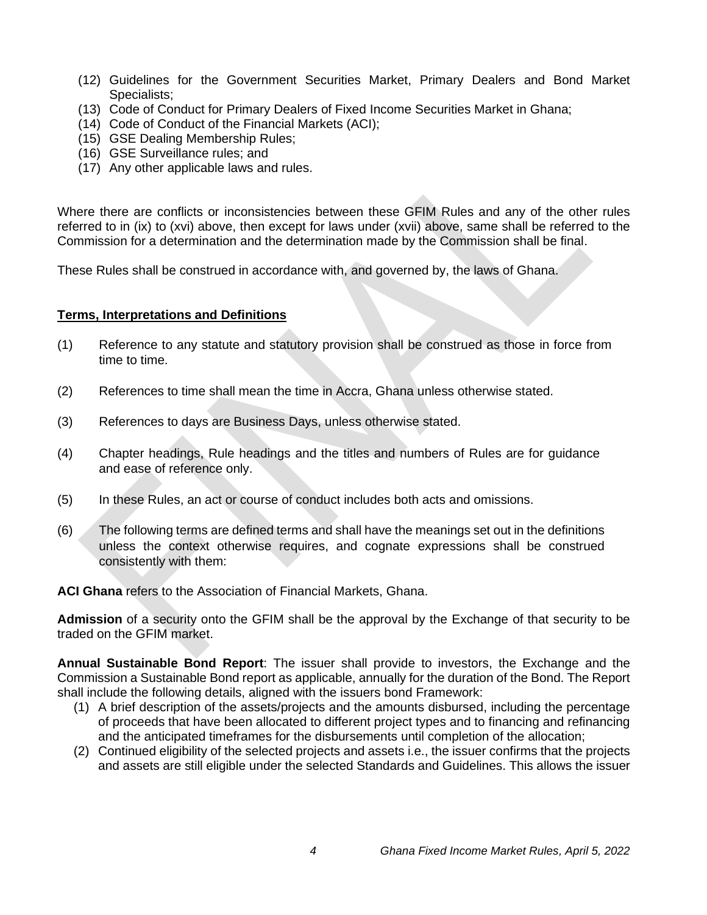(12) Guidelines for the Government Securities Market, Primary Dealers and Bond Market Specialists;
(13) Code of Conduct for Primary Dealers of Fixed Income Securities Market in Ghana;
(14) Code of Conduct of the Financial Markets (ACI);
(15) GSE Dealing Membership Rules;
(16) GSE Surveillance rules; and
(17) Any other applicable laws and rules.

Where there are conflicts or inconsistencies between these GFIM Rules and any of the other rules referred to in (ix) to (xvi) above, then except for laws under (xvii) above, same shall be referred to the Commission for a determination and the determination made by the Commission shall be final.

These Rules shall be construed in accordance with, and governed by, the laws of Ghana.

## Terms, Interpretations and Definitions

(1) Reference to any statute and statutory provision shall be construed as those in force from time to time.

(2) References to time shall mean the time in Accra, Ghana unless otherwise stated.

(3) References to days are Business Days, unless otherwise stated.

(4) Chapter headings, Rule headings and the titles and numbers of Rules are for guidance and ease of reference only.

(5) In these Rules, an act or course of conduct includes both acts and omissions.

(6) The following terms are defined terms and shall have the meanings set out in the definitions unless the context otherwise requires, and cognate expressions shall be construed consistently with them:

**ACI Ghana** refers to the Association of Financial Markets, Ghana.

**Admission** of a security onto the GFIM shall be the approval by the Exchange of that security to be traded on the GFIM market.

**Annual Sustainable Bond Report**: The issuer shall provide to investors, the Exchange and the Commission a Sustainable Bond report as applicable, annually for the duration of the Bond. The Report shall include the following details, aligned with the issuers bond Framework:

(1) A brief description of the assets/projects and the amounts disbursed, including the percentage of proceeds that have been allocated to different project types and to financing and refinancing and the anticipated timeframes for the disbursements until completion of the allocation;
(2) Continued eligibility of the selected projects and assets i.e., the issuer confirms that the projects and assets are still eligible under the selected Standards and Guidelines. This allows the issuer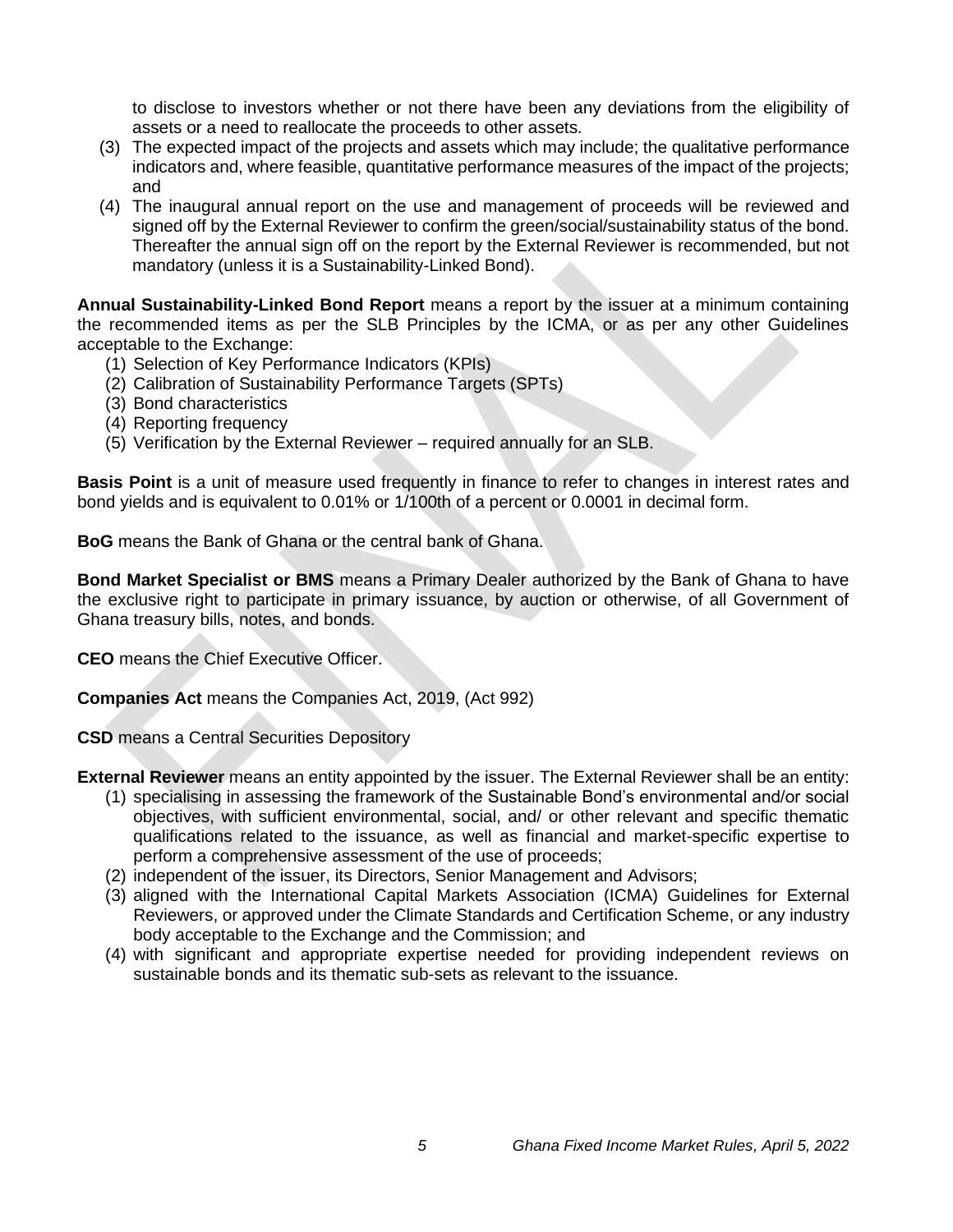to disclose to investors whether or not there have been any deviations from the eligibility of assets or a need to reallocate the proceeds to other assets.

(3) The expected impact of the projects and assets which may include; the qualitative performance indicators and, where feasible, quantitative performance measures of the impact of the projects; and

(4) The inaugural annual report on the use and management of proceeds will be reviewed and signed off by the External Reviewer to confirm the green/social/sustainability status of the bond. Thereafter the annual sign off on the report by the External Reviewer is recommended, but not mandatory (unless it is a Sustainability-Linked Bond).

**Annual Sustainability-Linked Bond Report** means a report by the issuer at a minimum containing the recommended items as per the SLB Principles by the ICMA, or as per any other Guidelines acceptable to the Exchange:

(1) Selection of Key Performance Indicators (KPIs)
(2) Calibration of Sustainability Performance Targets (SPTs)
(3) Bond characteristics
(4) Reporting frequency
(5) Verification by the External Reviewer – required annually for an SLB.

**Basis Point** is a unit of measure used frequently in finance to refer to changes in interest rates and bond yields and is equivalent to 0.01% or 1/100th of a percent or 0.0001 in decimal form.

**BoG** means the Bank of Ghana or the central bank of Ghana.

**Bond Market Specialist or BMS** means a Primary Dealer authorized by the Bank of Ghana to have the exclusive right to participate in primary issuance, by auction or otherwise, of all Government of Ghana treasury bills, notes, and bonds.

**CEO** means the Chief Executive Officer.

**Companies Act** means the Companies Act, 2019, (Act 992)

**CSD** means a Central Securities Depository

**External Reviewer** means an entity appointed by the issuer. The External Reviewer shall be an entity:

(1) specialising in assessing the framework of the Sustainable Bond's environmental and/or social objectives, with sufficient environmental, social, and/ or other relevant and specific thematic qualifications related to the issuance, as well as financial and market-specific expertise to perform a comprehensive assessment of the use of proceeds;
(2) independent of the issuer, its Directors, Senior Management and Advisors;
(3) aligned with the International Capital Markets Association (ICMA) Guidelines for External Reviewers, or approved under the Climate Standards and Certification Scheme, or any industry body acceptable to the Exchange and the Commission; and
(4) with significant and appropriate expertise needed for providing independent reviews on sustainable bonds and its thematic sub-sets as relevant to the issuance.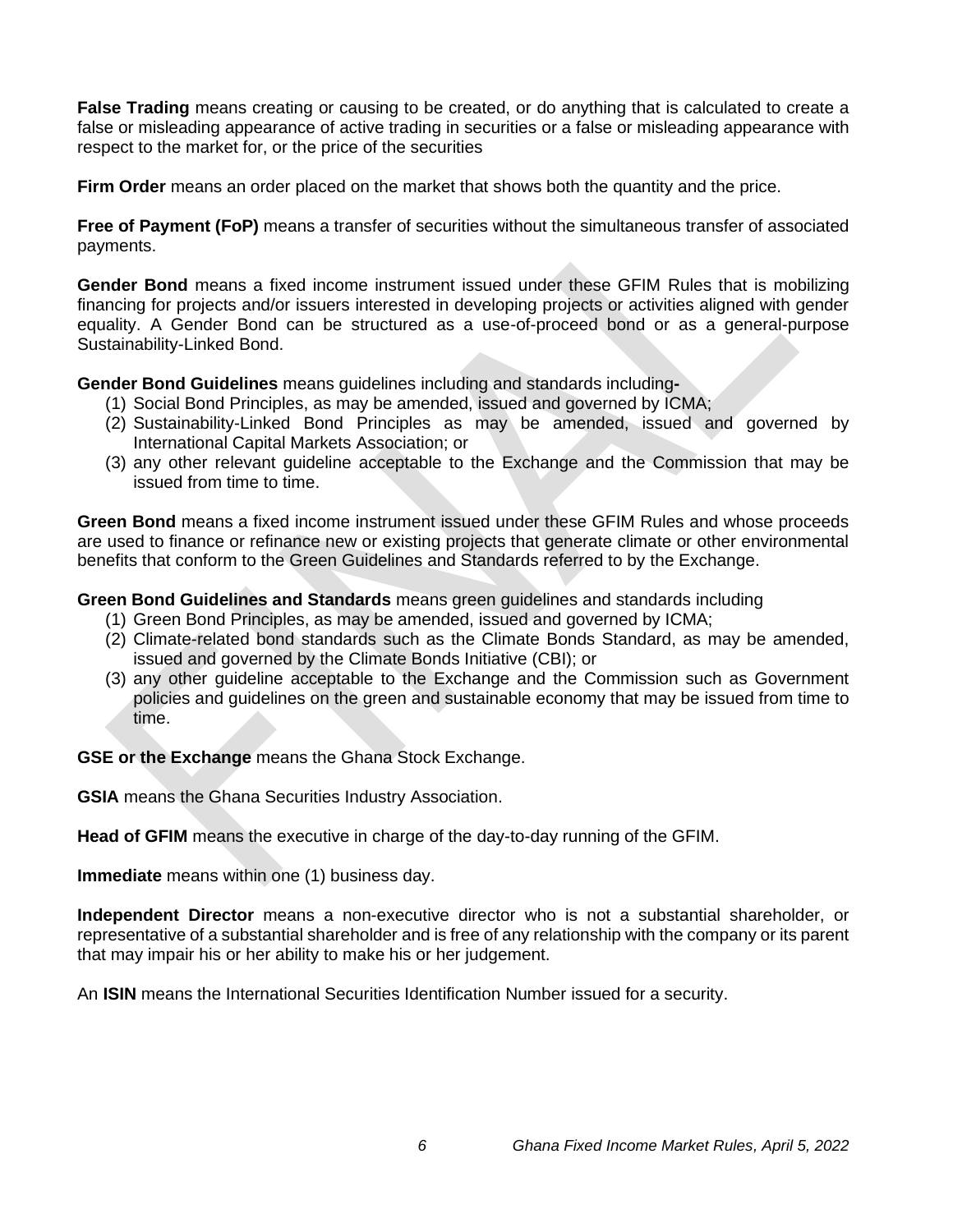**False Trading** means creating or causing to be created, or do anything that is calculated to create a false or misleading appearance of active trading in securities or a false or misleading appearance with respect to the market for, or the price of the securities

**Firm Order** means an order placed on the market that shows both the quantity and the price.

**Free of Payment (FoP)** means a transfer of securities without the simultaneous transfer of associated payments.

**Gender Bond** means a fixed income instrument issued under these GFIM Rules that is mobilizing financing for projects and/or issuers interested in developing projects or activities aligned with gender equality. A Gender Bond can be structured as a use-of-proceed bond or as a general-purpose Sustainability-Linked Bond.

**Gender Bond Guidelines** means guidelines including and standards including**-**

1. Social Bond Principles, as may be amended, issued and governed by ICMA;
2. Sustainability-Linked Bond Principles as may be amended, issued and governed by International Capital Markets Association; or
3. any other relevant guideline acceptable to the Exchange and the Commission that may be issued from time to time.

**Green Bond** means a fixed income instrument issued under these GFIM Rules and whose proceeds are used to finance or refinance new or existing projects that generate climate or other environmental benefits that conform to the Green Guidelines and Standards referred to by the Exchange.

**Green Bond Guidelines and Standards** means green guidelines and standards including

1. Green Bond Principles, as may be amended, issued and governed by ICMA;
2. Climate-related bond standards such as the Climate Bonds Standard, as may be amended, issued and governed by the Climate Bonds Initiative (CBI); or
3. any other guideline acceptable to the Exchange and the Commission such as Government policies and guidelines on the green and sustainable economy that may be issued from time to time.

**GSE or the Exchange** means the Ghana Stock Exchange.

**GSIA** means the Ghana Securities Industry Association.

**Head of GFIM** means the executive in charge of the day-to-day running of the GFIM.

**Immediate** means within one (1) business day.

**Independent Director** means a non-executive director who is not a substantial shareholder, or representative of a substantial shareholder and is free of any relationship with the company or its parent that may impair his or her ability to make his or her judgement.

An **ISIN** means the International Securities Identification Number issued for a security.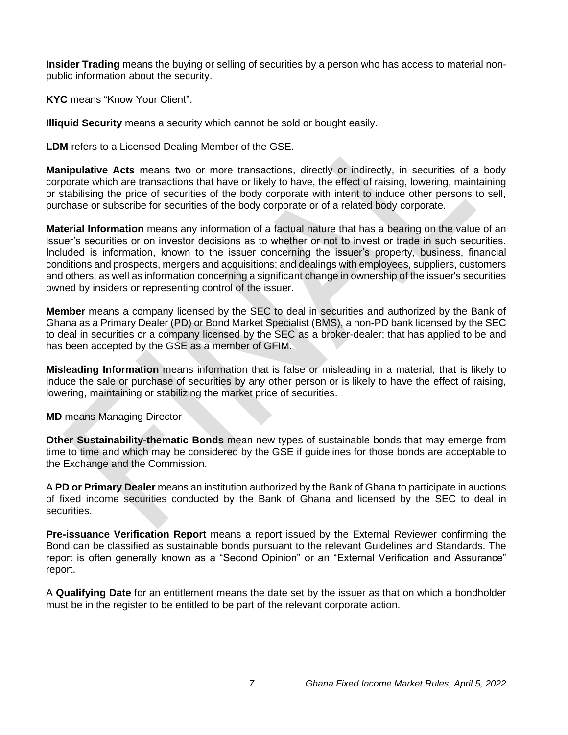**Insider Trading** means the buying or selling of securities by a person who has access to material non-public information about the security.

**KYC** means "Know Your Client".

**Illiquid Security** means a security which cannot be sold or bought easily.

**LDM** refers to a Licensed Dealing Member of the GSE.

**Manipulative Acts** means two or more transactions, directly or indirectly, in securities of a body corporate which are transactions that have or likely to have, the effect of raising, lowering, maintaining or stabilising the price of securities of the body corporate with intent to induce other persons to sell, purchase or subscribe for securities of the body corporate or of a related body corporate.

**Material Information** means any information of a factual nature that has a bearing on the value of an issuer's securities or on investor decisions as to whether or not to invest or trade in such securities. Included is information, known to the issuer concerning the issuer's property, business, financial conditions and prospects, mergers and acquisitions; and dealings with employees, suppliers, customers and others; as well as information concerning a significant change in ownership of the issuer's securities owned by insiders or representing control of the issuer.

**Member** means a company licensed by the SEC to deal in securities and authorized by the Bank of Ghana as a Primary Dealer (PD) or Bond Market Specialist (BMS), a non-PD bank licensed by the SEC to deal in securities or a company licensed by the SEC as a broker-dealer; that has applied to be and has been accepted by the GSE as a member of GFIM.

**Misleading Information** means information that is false or misleading in a material, that is likely to induce the sale or purchase of securities by any other person or is likely to have the effect of raising, lowering, maintaining or stabilizing the market price of securities.

**MD** means Managing Director

**Other Sustainability-thematic Bonds** mean new types of sustainable bonds that may emerge from time to time and which may be considered by the GSE if guidelines for those bonds are acceptable to the Exchange and the Commission.

A **PD or Primary Dealer** means an institution authorized by the Bank of Ghana to participate in auctions of fixed income securities conducted by the Bank of Ghana and licensed by the SEC to deal in securities.

**Pre-issuance Verification Report** means a report issued by the External Reviewer confirming the Bond can be classified as sustainable bonds pursuant to the relevant Guidelines and Standards. The report is often generally known as a "Second Opinion" or an "External Verification and Assurance" report.

A **Qualifying Date** for an entitlement means the date set by the issuer as that on which a bondholder must be in the register to be entitled to be part of the relevant corporate action.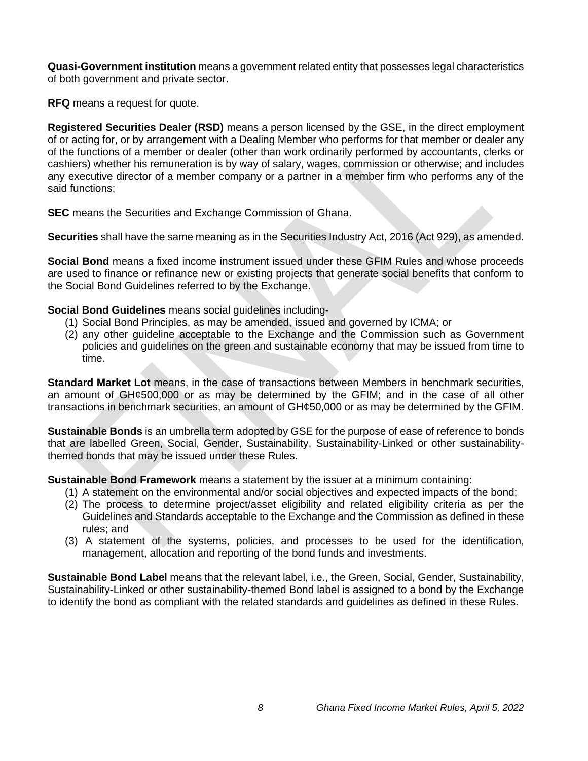**Quasi-Government institution** means a government related entity that possesses legal characteristics of both government and private sector.

**RFQ** means a request for quote.

**Registered Securities Dealer (RSD)** means a person licensed by the GSE, in the direct employment of or acting for, or by arrangement with a Dealing Member who performs for that member or dealer any of the functions of a member or dealer (other than work ordinarily performed by accountants, clerks or cashiers) whether his remuneration is by way of salary, wages, commission or otherwise; and includes any executive director of a member company or a partner in a member firm who performs any of the said functions;

**SEC** means the Securities and Exchange Commission of Ghana.

**Securities** shall have the same meaning as in the Securities Industry Act, 2016 (Act 929), as amended.

**Social Bond** means a fixed income instrument issued under these GFIM Rules and whose proceeds are used to finance or refinance new or existing projects that generate social benefits that conform to the Social Bond Guidelines referred to by the Exchange.

**Social Bond Guidelines** means social guidelines including-

(1) Social Bond Principles, as may be amended, issued and governed by ICMA; or
(2) any other guideline acceptable to the Exchange and the Commission such as Government policies and guidelines on the green and sustainable economy that may be issued from time to time.

**Standard Market Lot** means, in the case of transactions between Members in benchmark securities, an amount of GH¢500,000 or as may be determined by the GFIM; and in the case of all other transactions in benchmark securities, an amount of GH¢50,000 or as may be determined by the GFIM.

**Sustainable Bonds** is an umbrella term adopted by GSE for the purpose of ease of reference to bonds that are labelled Green, Social, Gender, Sustainability, Sustainability-Linked or other sustainability-themed bonds that may be issued under these Rules.

**Sustainable Bond Framework** means a statement by the issuer at a minimum containing:

(1) A statement on the environmental and/or social objectives and expected impacts of the bond;
(2) The process to determine project/asset eligibility and related eligibility criteria as per the Guidelines and Standards acceptable to the Exchange and the Commission as defined in these rules; and
(3) A statement of the systems, policies, and processes to be used for the identification, management, allocation and reporting of the bond funds and investments.

**Sustainable Bond Label** means that the relevant label, i.e., the Green, Social, Gender, Sustainability, Sustainability-Linked or other sustainability-themed Bond label is assigned to a bond by the Exchange to identify the bond as compliant with the related standards and guidelines as defined in these Rules.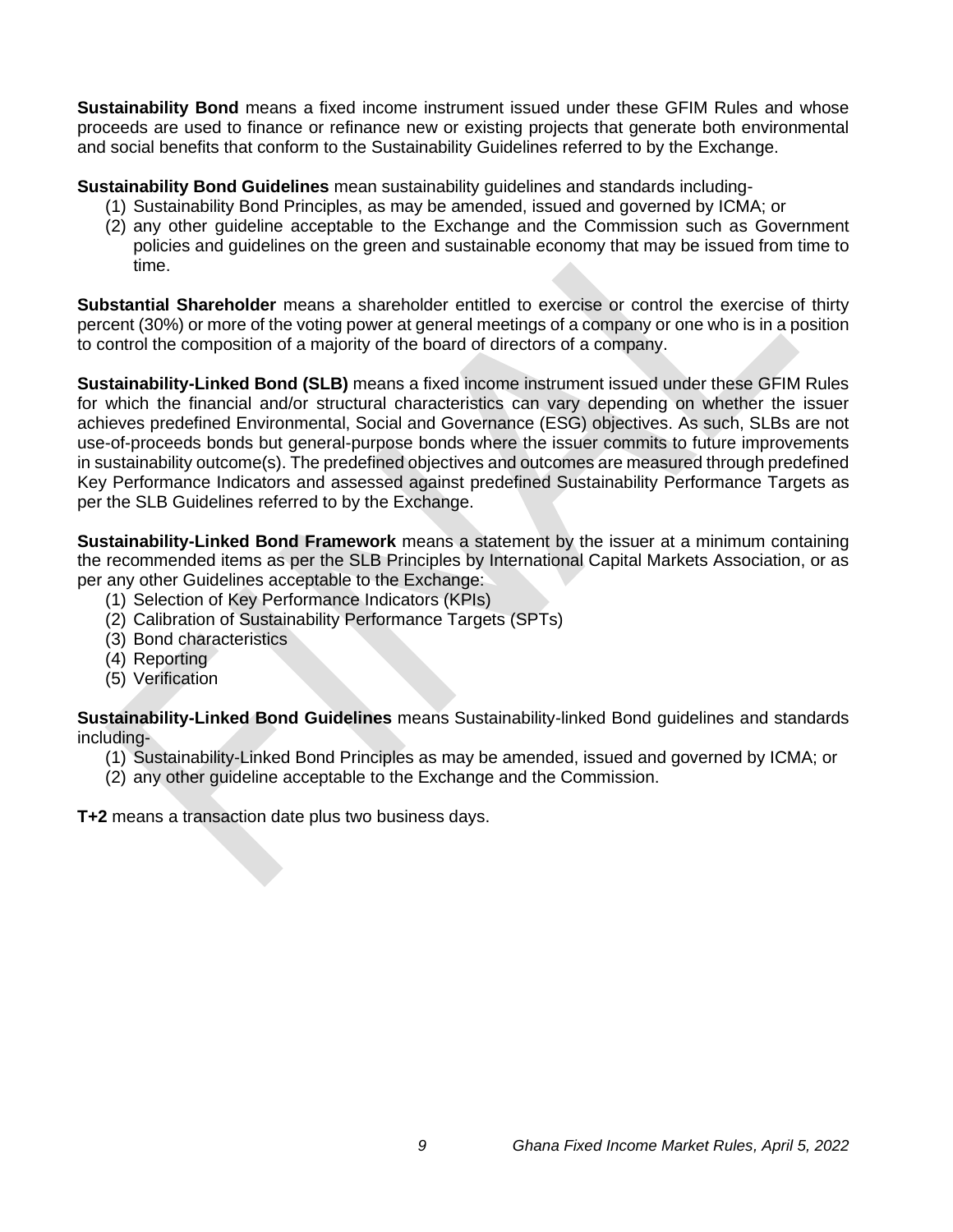**Sustainability Bond** means a fixed income instrument issued under these GFIM Rules and whose proceeds are used to finance or refinance new or existing projects that generate both environmental and social benefits that conform to the Sustainability Guidelines referred to by the Exchange.

**Sustainability Bond Guidelines** mean sustainability guidelines and standards including-

(1) Sustainability Bond Principles, as may be amended, issued and governed by ICMA; or
(2) any other guideline acceptable to the Exchange and the Commission such as Government policies and guidelines on the green and sustainable economy that may be issued from time to time.

**Substantial Shareholder** means a shareholder entitled to exercise or control the exercise of thirty percent (30%) or more of the voting power at general meetings of a company or one who is in a position to control the composition of a majority of the board of directors of a company.

**Sustainability-Linked Bond (SLB)** means a fixed income instrument issued under these GFIM Rules for which the financial and/or structural characteristics can vary depending on whether the issuer achieves predefined Environmental, Social and Governance (ESG) objectives. As such, SLBs are not use-of-proceeds bonds but general-purpose bonds where the issuer commits to future improvements in sustainability outcome(s). The predefined objectives and outcomes are measured through predefined Key Performance Indicators and assessed against predefined Sustainability Performance Targets as per the SLB Guidelines referred to by the Exchange.

**Sustainability-Linked Bond Framework** means a statement by the issuer at a minimum containing the recommended items as per the SLB Principles by International Capital Markets Association, or as per any other Guidelines acceptable to the Exchange:

(1) Selection of Key Performance Indicators (KPIs)
(2) Calibration of Sustainability Performance Targets (SPTs)
(3) Bond characteristics
(4) Reporting
(5) Verification

**Sustainability-Linked Bond Guidelines** means Sustainability-linked Bond guidelines and standards including-

(1) Sustainability-Linked Bond Principles as may be amended, issued and governed by ICMA; or
(2) any other guideline acceptable to the Exchange and the Commission.

**T+2** means a transaction date plus two business days.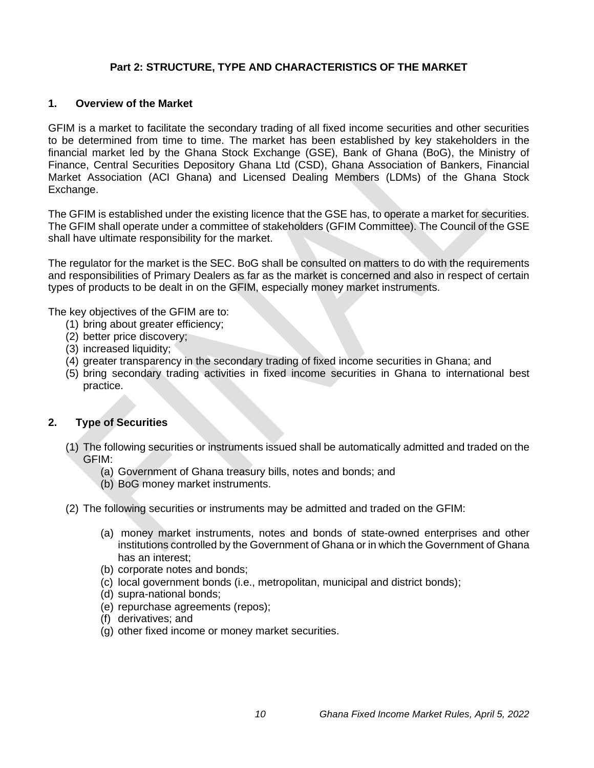## Part 2: STRUCTURE, TYPE AND CHARACTERISTICS OF THE MARKET

### 1. Overview of the Market

GFIM is a market to facilitate the secondary trading of all fixed income securities and other securities to be determined from time to time. The market has been established by key stakeholders in the financial market led by the Ghana Stock Exchange (GSE), Bank of Ghana (BoG), the Ministry of Finance, Central Securities Depository Ghana Ltd (CSD), Ghana Association of Bankers, Financial Market Association (ACI Ghana) and Licensed Dealing Members (LDMs) of the Ghana Stock Exchange.

The GFIM is established under the existing licence that the GSE has, to operate a market for securities. The GFIM shall operate under a committee of stakeholders (GFIM Committee). The Council of the GSE shall have ultimate responsibility for the market.

The regulator for the market is the SEC. BoG shall be consulted on matters to do with the requirements and responsibilities of Primary Dealers as far as the market is concerned and also in respect of certain types of products to be dealt in on the GFIM, especially money market instruments.

The key objectives of the GFIM are to:

1. bring about greater efficiency;
2. better price discovery;
3. increased liquidity;
4. greater transparency in the secondary trading of fixed income securities in Ghana; and
5. bring secondary trading activities in fixed income securities in Ghana to international best practice.

### 2. Type of Securities

(1) The following securities or instruments issued shall be automatically admitted and traded on the GFIM:

- (a) Government of Ghana treasury bills, notes and bonds; and
- (b) BoG money market instruments.

(2) The following securities or instruments may be admitted and traded on the GFIM:

- (a) money market instruments, notes and bonds of state-owned enterprises and other institutions controlled by the Government of Ghana or in which the Government of Ghana has an interest;
- (b) corporate notes and bonds;
- (c) local government bonds (i.e., metropolitan, municipal and district bonds);
- (d) supra-national bonds;
- (e) repurchase agreements (repos);
- (f) derivatives; and
- (g) other fixed income or money market securities.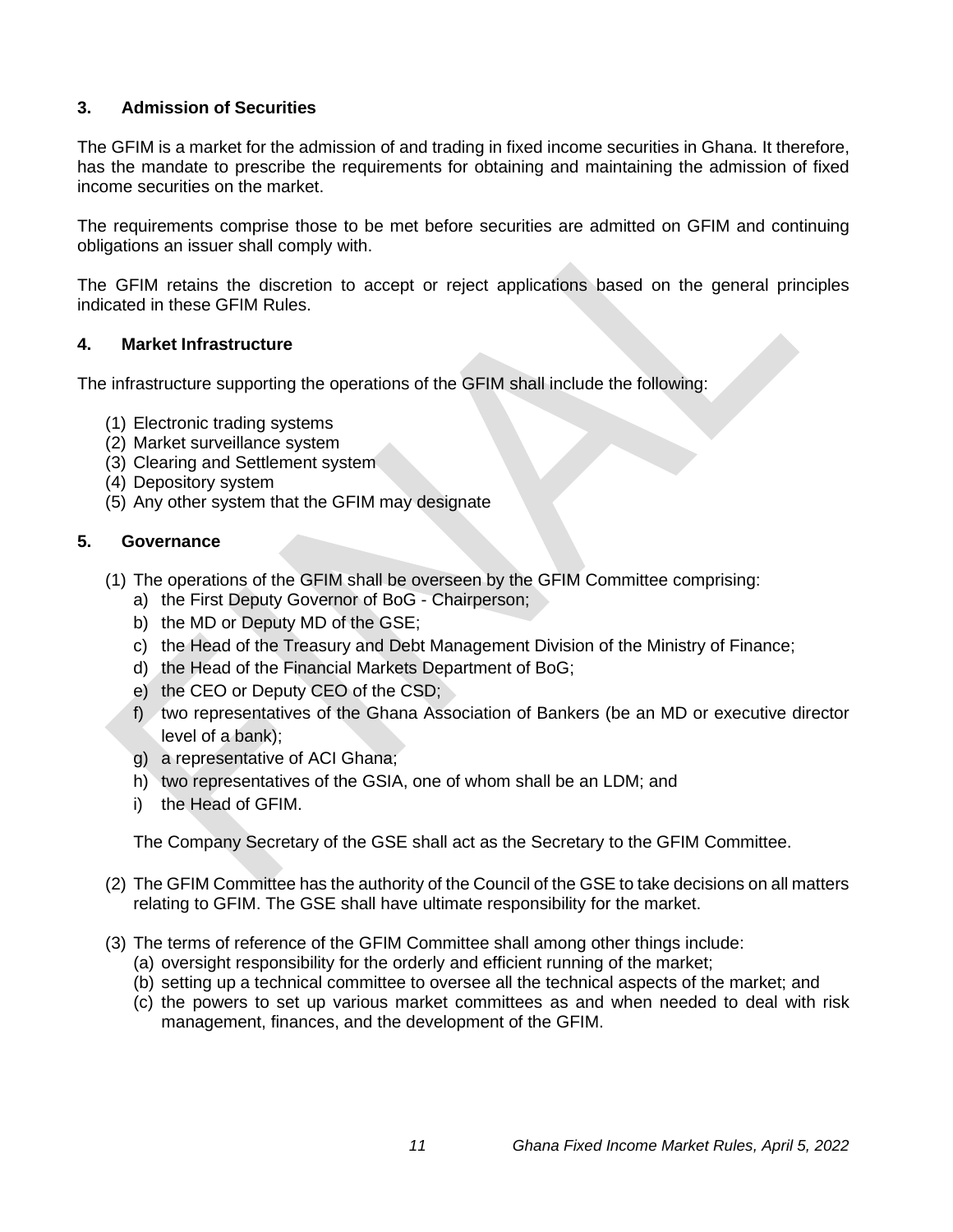## 3. Admission of Securities

The GFIM is a market for the admission of and trading in fixed income securities in Ghana. It therefore, has the mandate to prescribe the requirements for obtaining and maintaining the admission of fixed income securities on the market.

The requirements comprise those to be met before securities are admitted on GFIM and continuing obligations an issuer shall comply with.

The GFIM retains the discretion to accept or reject applications based on the general principles indicated in these GFIM Rules.

## 4. Market Infrastructure

The infrastructure supporting the operations of the GFIM shall include the following:

(1) Electronic trading systems
(2) Market surveillance system
(3) Clearing and Settlement system
(4) Depository system
(5) Any other system that the GFIM may designate

## 5. Governance

(1) The operations of the GFIM shall be overseen by the GFIM Committee comprising:
  a) the First Deputy Governor of BoG - Chairperson;
  b) the MD or Deputy MD of the GSE;
  c) the Head of the Treasury and Debt Management Division of the Ministry of Finance;
  d) the Head of the Financial Markets Department of BoG;
  e) the CEO or Deputy CEO of the CSD;
  f) two representatives of the Ghana Association of Bankers (be an MD or executive director level of a bank);
  g) a representative of ACI Ghana;
  h) two representatives of the GSIA, one of whom shall be an LDM; and
  i) the Head of GFIM.

  The Company Secretary of the GSE shall act as the Secretary to the GFIM Committee.

(2) The GFIM Committee has the authority of the Council of the GSE to take decisions on all matters relating to GFIM. The GSE shall have ultimate responsibility for the market.

(3) The terms of reference of the GFIM Committee shall among other things include:
  (a) oversight responsibility for the orderly and efficient running of the market;
  (b) setting up a technical committee to oversee all the technical aspects of the market; and
  (c) the powers to set up various market committees as and when needed to deal with risk management, finances, and the development of the GFIM.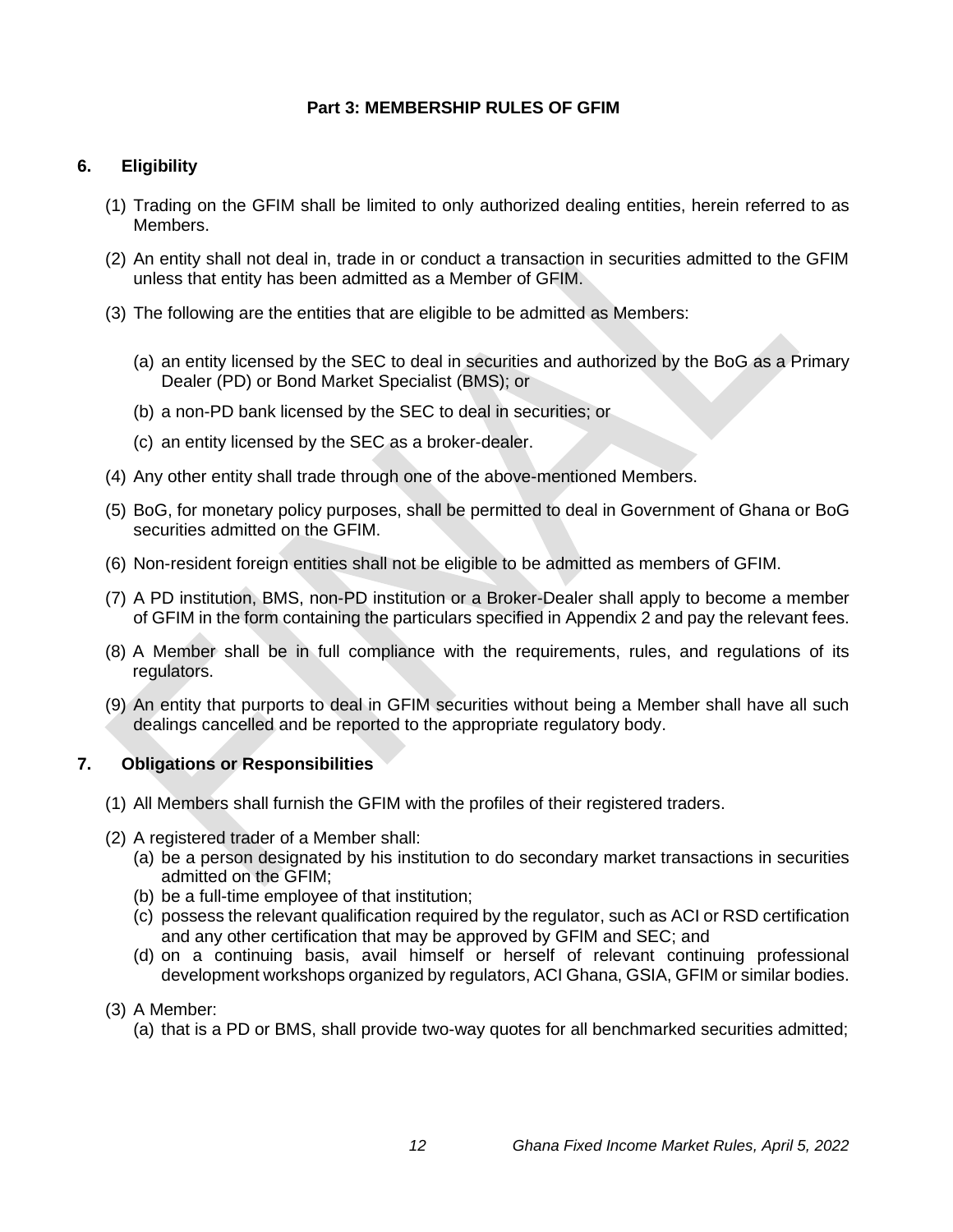## Part 3: MEMBERSHIP RULES OF GFIM

### 6. Eligibility

(1) Trading on the GFIM shall be limited to only authorized dealing entities, herein referred to as Members.

(2) An entity shall not deal in, trade in or conduct a transaction in securities admitted to the GFIM unless that entity has been admitted as a Member of GFIM.

(3) The following are the entities that are eligible to be admitted as Members:

(a) an entity licensed by the SEC to deal in securities and authorized by the BoG as a Primary Dealer (PD) or Bond Market Specialist (BMS); or

(b) a non-PD bank licensed by the SEC to deal in securities; or

(c) an entity licensed by the SEC as a broker-dealer.

(4) Any other entity shall trade through one of the above-mentioned Members.

(5) BoG, for monetary policy purposes, shall be permitted to deal in Government of Ghana or BoG securities admitted on the GFIM.

(6) Non-resident foreign entities shall not be eligible to be admitted as members of GFIM.

(7) A PD institution, BMS, non-PD institution or a Broker-Dealer shall apply to become a member of GFIM in the form containing the particulars specified in Appendix 2 and pay the relevant fees.

(8) A Member shall be in full compliance with the requirements, rules, and regulations of its regulators.

(9) An entity that purports to deal in GFIM securities without being a Member shall have all such dealings cancelled and be reported to the appropriate regulatory body.

### 7. Obligations or Responsibilities

(1) All Members shall furnish the GFIM with the profiles of their registered traders.

(2) A registered trader of a Member shall:

(a) be a person designated by his institution to do secondary market transactions in securities admitted on the GFIM;

(b) be a full-time employee of that institution;

(c) possess the relevant qualification required by the regulator, such as ACI or RSD certification and any other certification that may be approved by GFIM and SEC; and

(d) on a continuing basis, avail himself or herself of relevant continuing professional development workshops organized by regulators, ACI Ghana, GSIA, GFIM or similar bodies.

(3) A Member:

(a) that is a PD or BMS, shall provide two-way quotes for all benchmarked securities admitted;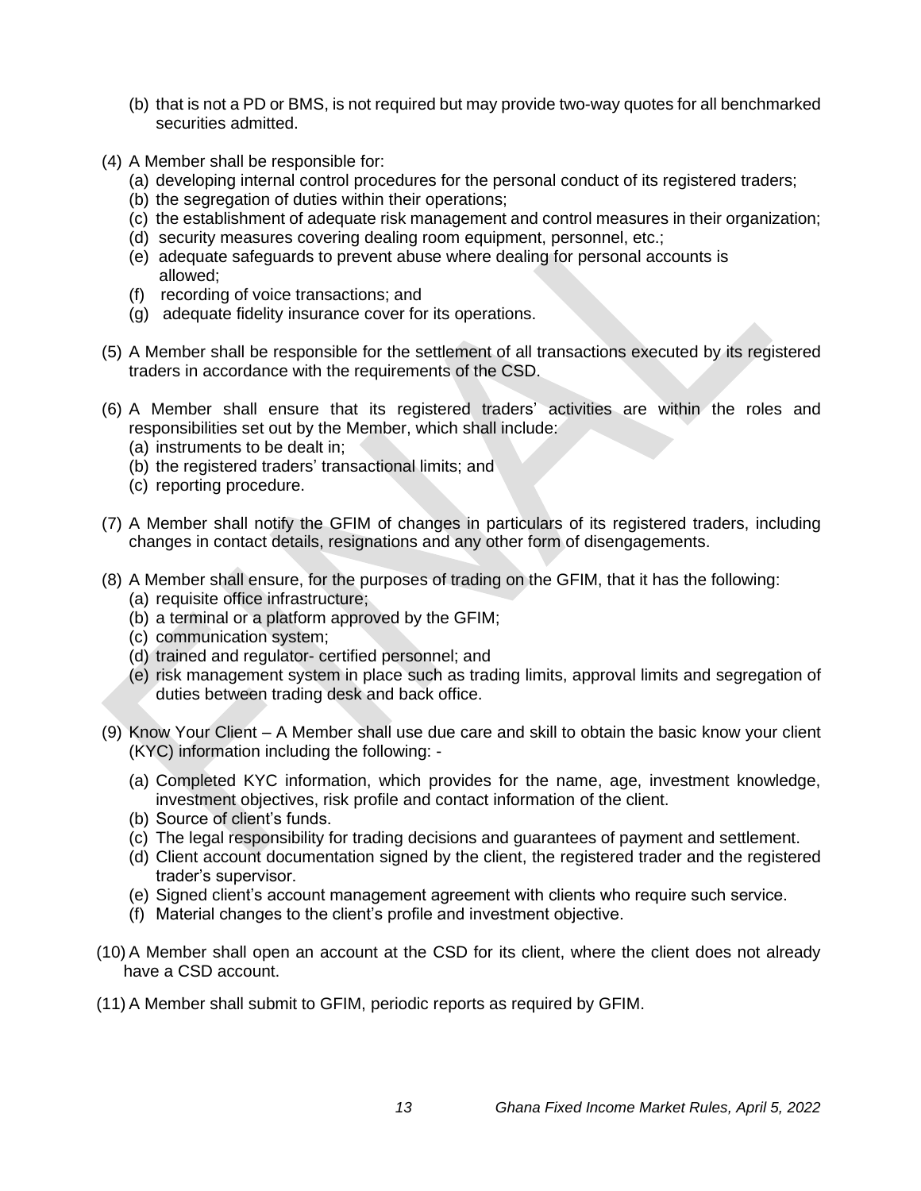(b) that is not a PD or BMS, is not required but may provide two-way quotes for all benchmarked securities admitted.

(4) A Member shall be responsible for:

(a) developing internal control procedures for the personal conduct of its registered traders;
(b) the segregation of duties within their operations;
(c) the establishment of adequate risk management and control measures in their organization;
(d) security measures covering dealing room equipment, personnel, etc.;
(e) adequate safeguards to prevent abuse where dealing for personal accounts is allowed;
(f) recording of voice transactions; and
(g) adequate fidelity insurance cover for its operations.

(5) A Member shall be responsible for the settlement of all transactions executed by its registered traders in accordance with the requirements of the CSD.

(6) A Member shall ensure that its registered traders' activities are within the roles and responsibilities set out by the Member, which shall include:

(a) instruments to be dealt in;
(b) the registered traders' transactional limits; and
(c) reporting procedure.

(7) A Member shall notify the GFIM of changes in particulars of its registered traders, including changes in contact details, resignations and any other form of disengagements.

(8) A Member shall ensure, for the purposes of trading on the GFIM, that it has the following:

(a) requisite office infrastructure;
(b) a terminal or a platform approved by the GFIM;
(c) communication system;
(d) trained and regulator- certified personnel; and
(e) risk management system in place such as trading limits, approval limits and segregation of duties between trading desk and back office.

(9) Know Your Client – A Member shall use due care and skill to obtain the basic know your client (KYC) information including the following: -

(a) Completed KYC information, which provides for the name, age, investment knowledge, investment objectives, risk profile and contact information of the client.
(b) Source of client's funds.
(c) The legal responsibility for trading decisions and guarantees of payment and settlement.
(d) Client account documentation signed by the client, the registered trader and the registered trader's supervisor.
(e) Signed client's account management agreement with clients who require such service.
(f) Material changes to the client's profile and investment objective.

(10) A Member shall open an account at the CSD for its client, where the client does not already have a CSD account.

(11) A Member shall submit to GFIM, periodic reports as required by GFIM.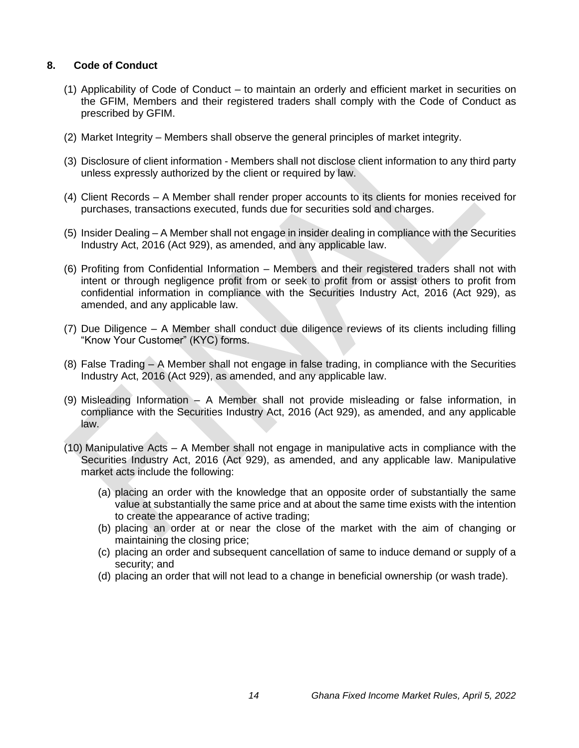## 8. Code of Conduct

(1) Applicability of Code of Conduct – to maintain an orderly and efficient market in securities on the GFIM, Members and their registered traders shall comply with the Code of Conduct as prescribed by GFIM.

(2) Market Integrity – Members shall observe the general principles of market integrity.

(3) Disclosure of client information - Members shall not disclose client information to any third party unless expressly authorized by the client or required by law.

(4) Client Records – A Member shall render proper accounts to its clients for monies received for purchases, transactions executed, funds due for securities sold and charges.

(5) Insider Dealing – A Member shall not engage in insider dealing in compliance with the Securities Industry Act, 2016 (Act 929), as amended, and any applicable law.

(6) Profiting from Confidential Information – Members and their registered traders shall not with intent or through negligence profit from or seek to profit from or assist others to profit from confidential information in compliance with the Securities Industry Act, 2016 (Act 929), as amended, and any applicable law.

(7) Due Diligence – A Member shall conduct due diligence reviews of its clients including filling "Know Your Customer" (KYC) forms.

(8) False Trading – A Member shall not engage in false trading, in compliance with the Securities Industry Act, 2016 (Act 929), as amended, and any applicable law.

(9) Misleading Information – A Member shall not provide misleading or false information, in compliance with the Securities Industry Act, 2016 (Act 929), as amended, and any applicable law.

(10) Manipulative Acts – A Member shall not engage in manipulative acts in compliance with the Securities Industry Act, 2016 (Act 929), as amended, and any applicable law. Manipulative market acts include the following:

   (a) placing an order with the knowledge that an opposite order of substantially the same value at substantially the same price and at about the same time exists with the intention to create the appearance of active trading;
   (b) placing an order at or near the close of the market with the aim of changing or maintaining the closing price;
   (c) placing an order and subsequent cancellation of same to induce demand or supply of a security; and
   (d) placing an order that will not lead to a change in beneficial ownership (or wash trade).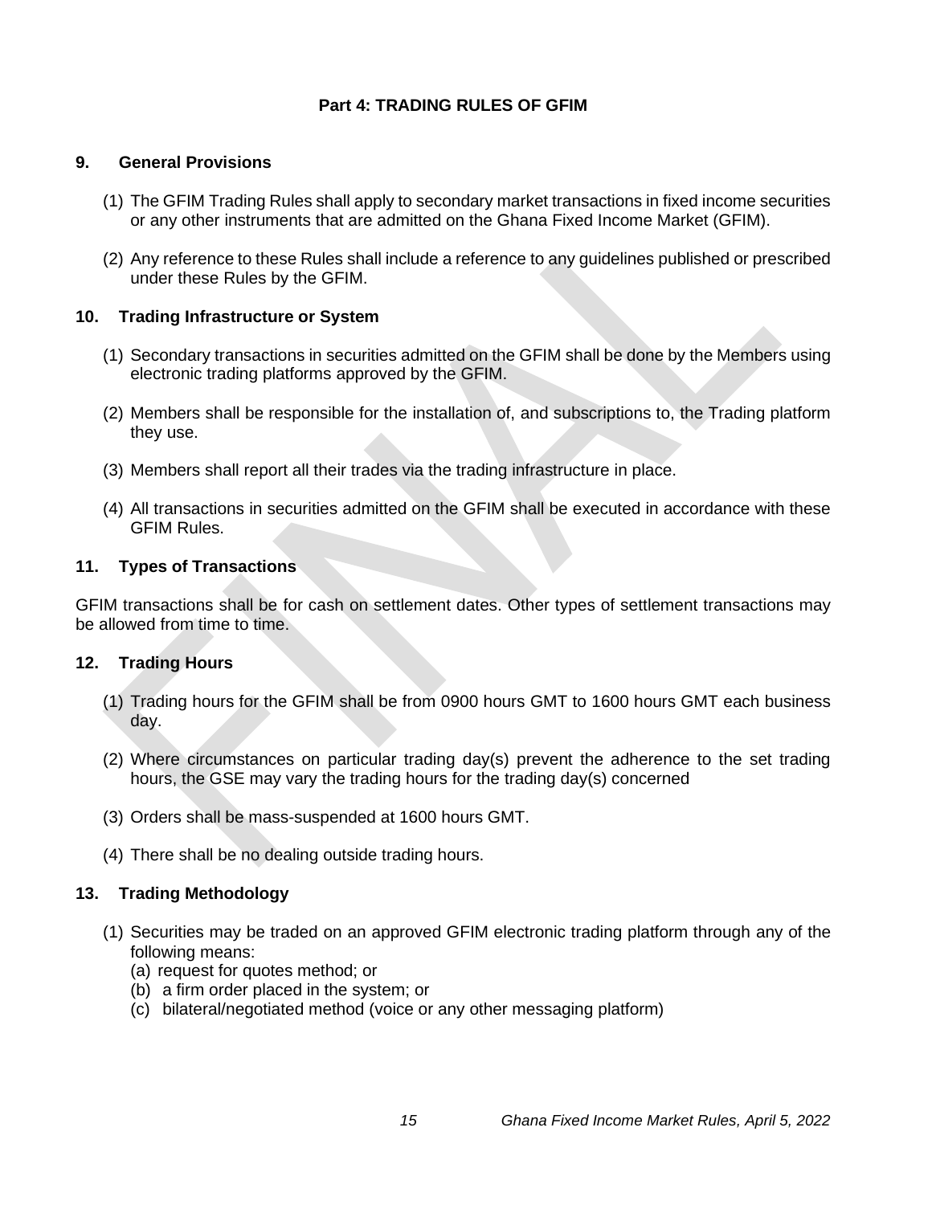## Part 4: TRADING RULES OF GFIM

### 9. General Provisions

(1) The GFIM Trading Rules shall apply to secondary market transactions in fixed income securities or any other instruments that are admitted on the Ghana Fixed Income Market (GFIM).

(2) Any reference to these Rules shall include a reference to any guidelines published or prescribed under these Rules by the GFIM.

### 10. Trading Infrastructure or System

(1) Secondary transactions in securities admitted on the GFIM shall be done by the Members using electronic trading platforms approved by the GFIM.

(2) Members shall be responsible for the installation of, and subscriptions to, the Trading platform they use.

(3) Members shall report all their trades via the trading infrastructure in place.

(4) All transactions in securities admitted on the GFIM shall be executed in accordance with these GFIM Rules.

### 11. Types of Transactions

GFIM transactions shall be for cash on settlement dates. Other types of settlement transactions may be allowed from time to time.

### 12. Trading Hours

(1) Trading hours for the GFIM shall be from 0900 hours GMT to 1600 hours GMT each business day.

(2) Where circumstances on particular trading day(s) prevent the adherence to the set trading hours, the GSE may vary the trading hours for the trading day(s) concerned

(3) Orders shall be mass-suspended at 1600 hours GMT.

(4) There shall be no dealing outside trading hours.

### 13. Trading Methodology

(1) Securities may be traded on an approved GFIM electronic trading platform through any of the following means:
   (a) request for quotes method; or
   (b) a firm order placed in the system; or
   (c) bilateral/negotiated method (voice or any other messaging platform)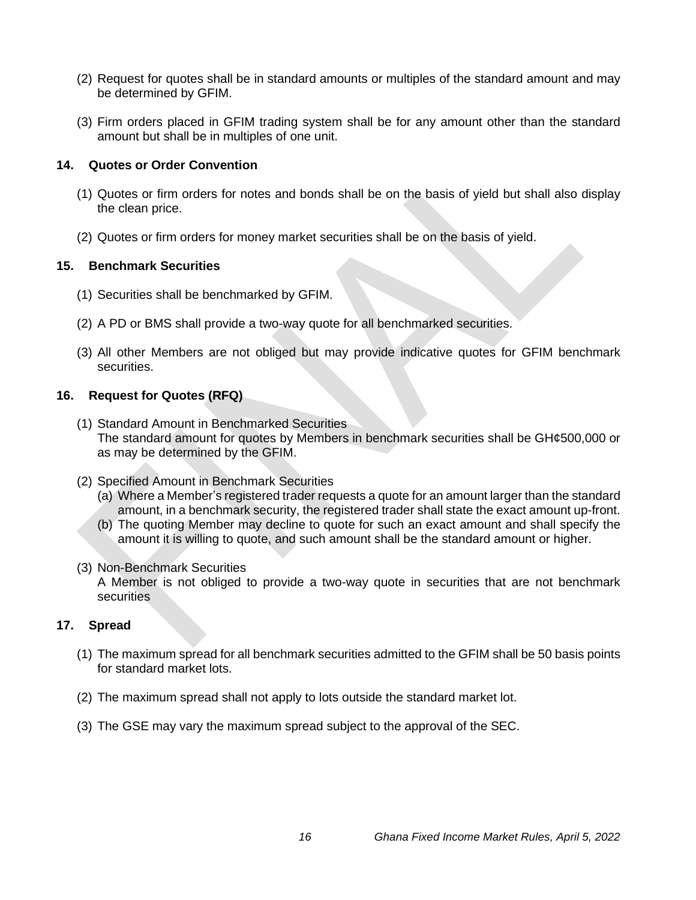(2) Request for quotes shall be in standard amounts or multiples of the standard amount and may be determined by GFIM.

(3) Firm orders placed in GFIM trading system shall be for any amount other than the standard amount but shall be in multiples of one unit.

### 14. Quotes or Order Convention

(1) Quotes or firm orders for notes and bonds shall be on the basis of yield but shall also display the clean price.

(2) Quotes or firm orders for money market securities shall be on the basis of yield.

### 15. Benchmark Securities

(1) Securities shall be benchmarked by GFIM.

(2) A PD or BMS shall provide a two-way quote for all benchmarked securities.

(3) All other Members are not obliged but may provide indicative quotes for GFIM benchmark securities.

### 16. Request for Quotes (RFQ)

(1) Standard Amount in Benchmarked Securities
The standard amount for quotes by Members in benchmark securities shall be GH¢500,000 or as may be determined by the GFIM.

(2) Specified Amount in Benchmark Securities
- (a) Where a Member's registered trader requests a quote for an amount larger than the standard amount, in a benchmark security, the registered trader shall state the exact amount up-front.
- (b) The quoting Member may decline to quote for such an exact amount and shall specify the amount it is willing to quote, and such amount shall be the standard amount or higher.

(3) Non-Benchmark Securities
A Member is not obliged to provide a two-way quote in securities that are not benchmark securities

### 17. Spread

(1) The maximum spread for all benchmark securities admitted to the GFIM shall be 50 basis points for standard market lots.

(2) The maximum spread shall not apply to lots outside the standard market lot.

(3) The GSE may vary the maximum spread subject to the approval of the SEC.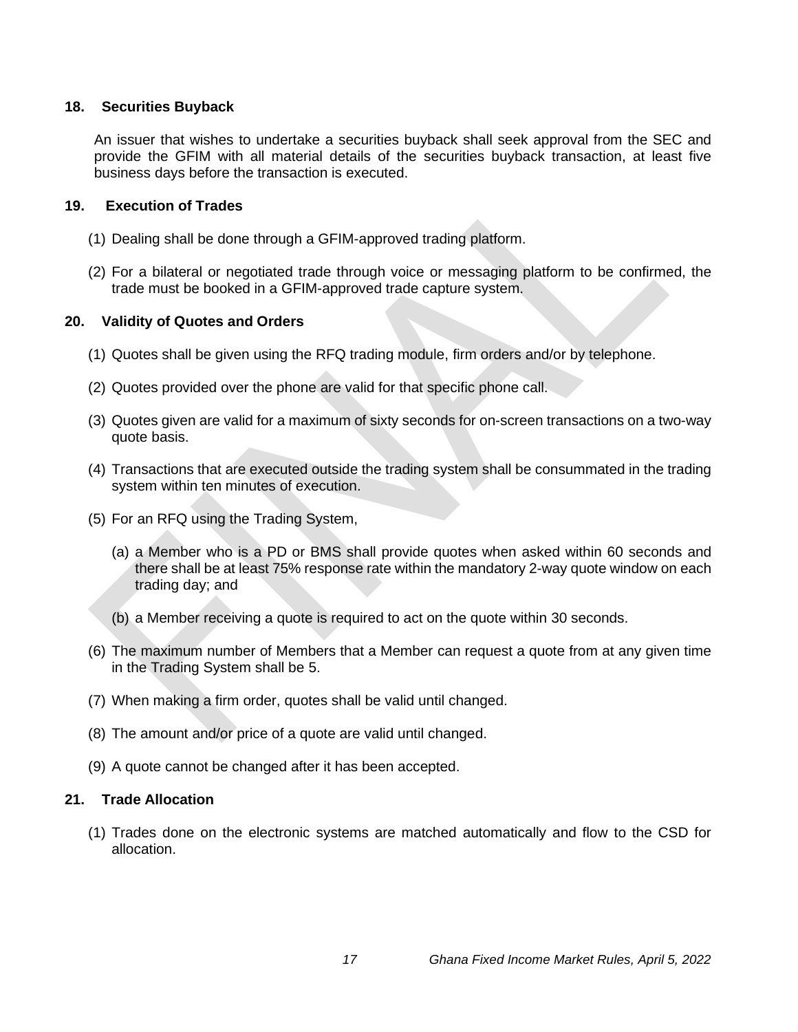## 18. Securities Buyback

An issuer that wishes to undertake a securities buyback shall seek approval from the SEC and provide the GFIM with all material details of the securities buyback transaction, at least five business days before the transaction is executed.

## 19. Execution of Trades

(1) Dealing shall be done through a GFIM-approved trading platform.

(2) For a bilateral or negotiated trade through voice or messaging platform to be confirmed, the trade must be booked in a GFIM-approved trade capture system.

## 20. Validity of Quotes and Orders

(1) Quotes shall be given using the RFQ trading module, firm orders and/or by telephone.

(2) Quotes provided over the phone are valid for that specific phone call.

(3) Quotes given are valid for a maximum of sixty seconds for on-screen transactions on a two-way quote basis.

(4) Transactions that are executed outside the trading system shall be consummated in the trading system within ten minutes of execution.

(5) For an RFQ using the Trading System,

(a) a Member who is a PD or BMS shall provide quotes when asked within 60 seconds and there shall be at least 75% response rate within the mandatory 2-way quote window on each trading day; and

(b) a Member receiving a quote is required to act on the quote within 30 seconds.

(6) The maximum number of Members that a Member can request a quote from at any given time in the Trading System shall be 5.

(7) When making a firm order, quotes shall be valid until changed.

(8) The amount and/or price of a quote are valid until changed.

(9) A quote cannot be changed after it has been accepted.

## 21. Trade Allocation

(1) Trades done on the electronic systems are matched automatically and flow to the CSD for allocation.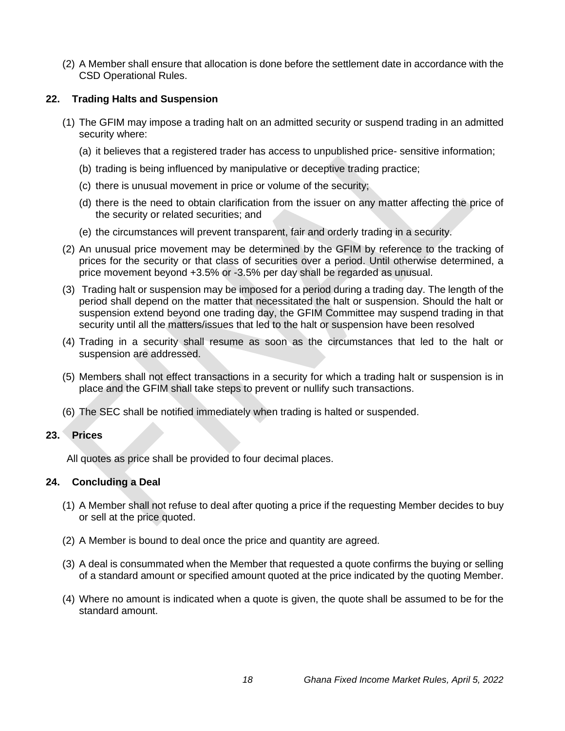(2) A Member shall ensure that allocation is done before the settlement date in accordance with the CSD Operational Rules.

## 22. Trading Halts and Suspension

(1) The GFIM may impose a trading halt on an admitted security or suspend trading in an admitted security where:

(a) it believes that a registered trader has access to unpublished price- sensitive information;

(b) trading is being influenced by manipulative or deceptive trading practice;

(c) there is unusual movement in price or volume of the security;

(d) there is the need to obtain clarification from the issuer on any matter affecting the price of the security or related securities; and

(e) the circumstances will prevent transparent, fair and orderly trading in a security.

(2) An unusual price movement may be determined by the GFIM by reference to the tracking of prices for the security or that class of securities over a period. Until otherwise determined, a price movement beyond +3.5% or -3.5% per day shall be regarded as unusual.

(3) Trading halt or suspension may be imposed for a period during a trading day. The length of the period shall depend on the matter that necessitated the halt or suspension. Should the halt or suspension extend beyond one trading day, the GFIM Committee may suspend trading in that security until all the matters/issues that led to the halt or suspension have been resolved

(4) Trading in a security shall resume as soon as the circumstances that led to the halt or suspension are addressed.

(5) Members shall not effect transactions in a security for which a trading halt or suspension is in place and the GFIM shall take steps to prevent or nullify such transactions.

(6) The SEC shall be notified immediately when trading is halted or suspended.

## 23. Prices

All quotes as price shall be provided to four decimal places.

## 24. Concluding a Deal

(1) A Member shall not refuse to deal after quoting a price if the requesting Member decides to buy or sell at the price quoted.

(2) A Member is bound to deal once the price and quantity are agreed.

(3) A deal is consummated when the Member that requested a quote confirms the buying or selling of a standard amount or specified amount quoted at the price indicated by the quoting Member.

(4) Where no amount is indicated when a quote is given, the quote shall be assumed to be for the standard amount.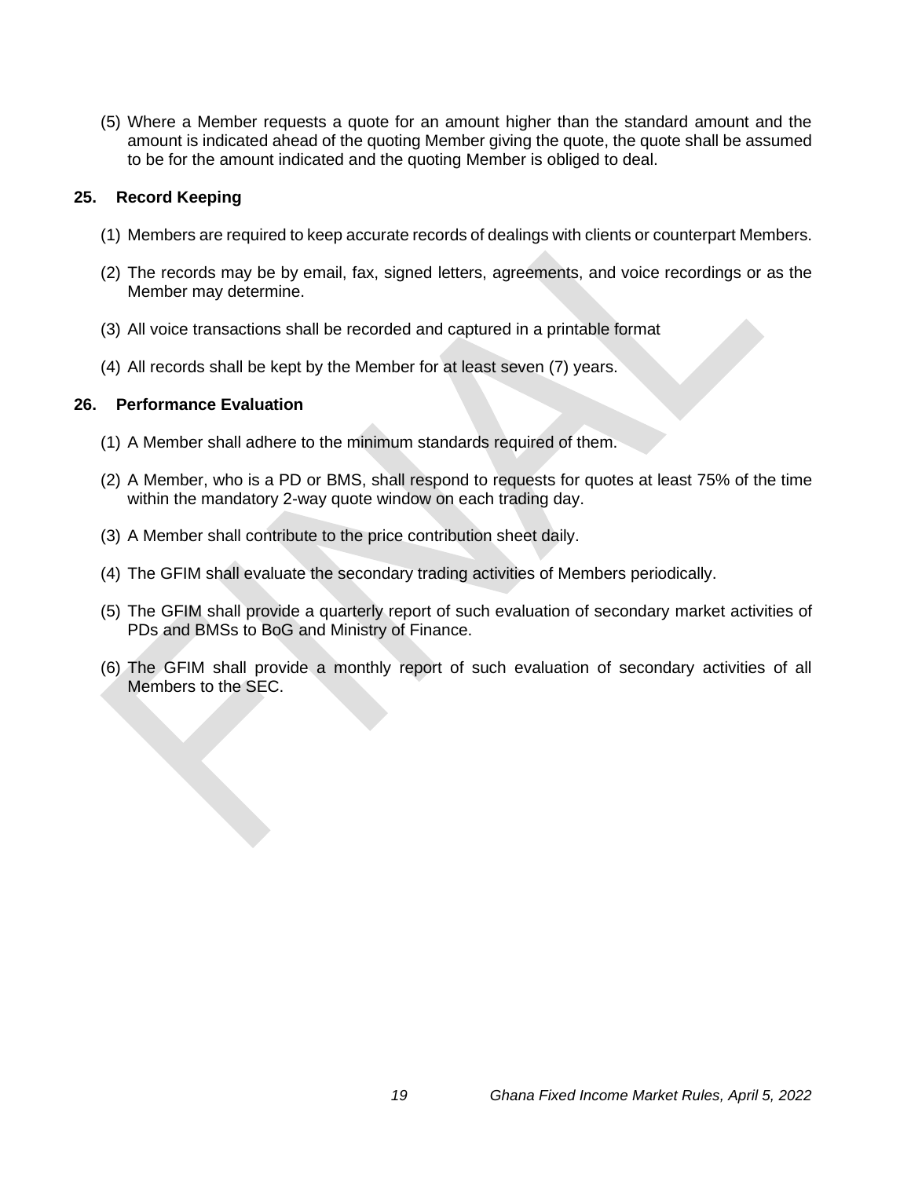(5) Where a Member requests a quote for an amount higher than the standard amount and the amount is indicated ahead of the quoting Member giving the quote, the quote shall be assumed to be for the amount indicated and the quoting Member is obliged to deal.

## 25. Record Keeping

(1) Members are required to keep accurate records of dealings with clients or counterpart Members.

(2) The records may be by email, fax, signed letters, agreements, and voice recordings or as the Member may determine.

(3) All voice transactions shall be recorded and captured in a printable format

(4) All records shall be kept by the Member for at least seven (7) years.

## 26. Performance Evaluation

(1) A Member shall adhere to the minimum standards required of them.

(2) A Member, who is a PD or BMS, shall respond to requests for quotes at least 75% of the time within the mandatory 2-way quote window on each trading day.

(3) A Member shall contribute to the price contribution sheet daily.

(4) The GFIM shall evaluate the secondary trading activities of Members periodically.

(5) The GFIM shall provide a quarterly report of such evaluation of secondary market activities of PDs and BMSs to BoG and Ministry of Finance.

(6) The GFIM shall provide a monthly report of such evaluation of secondary activities of all Members to the SEC.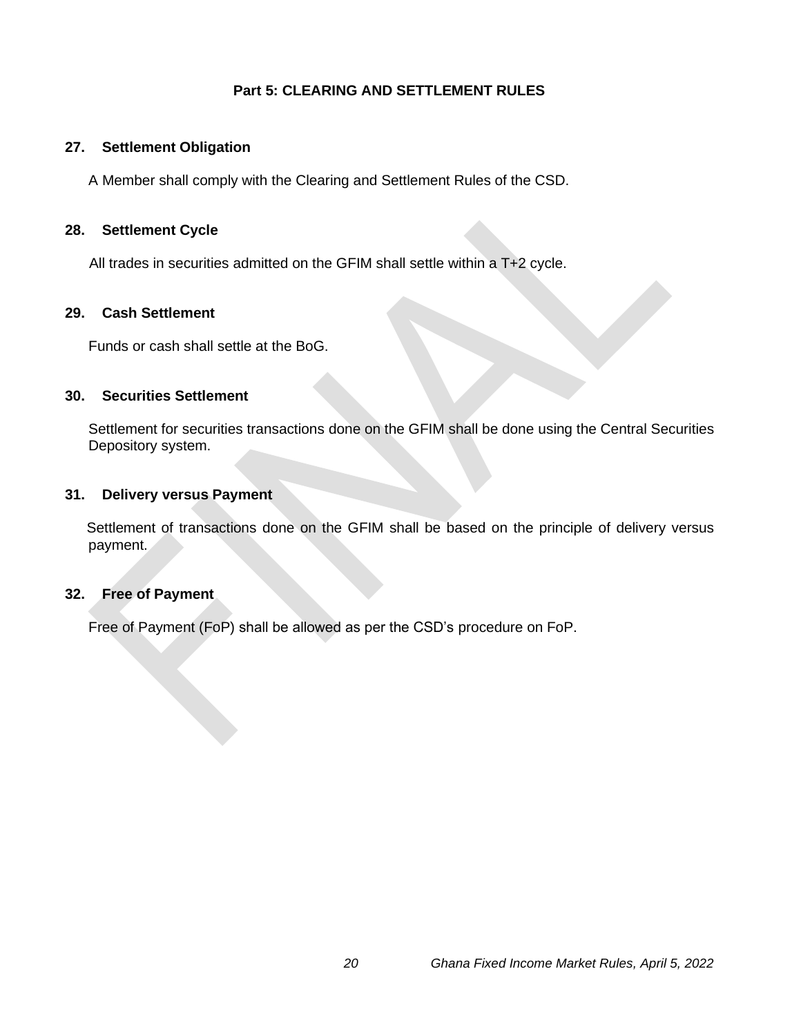## Part 5: CLEARING AND SETTLEMENT RULES

### 27. Settlement Obligation

A Member shall comply with the Clearing and Settlement Rules of the CSD.

### 28. Settlement Cycle

All trades in securities admitted on the GFIM shall settle within a T+2 cycle.

### 29. Cash Settlement

Funds or cash shall settle at the BoG.

### 30. Securities Settlement

Settlement for securities transactions done on the GFIM shall be done using the Central Securities Depository system.

### 31. Delivery versus Payment

Settlement of transactions done on the GFIM shall be based on the principle of delivery versus payment.

### 32. Free of Payment

Free of Payment (FoP) shall be allowed as per the CSD's procedure on FoP.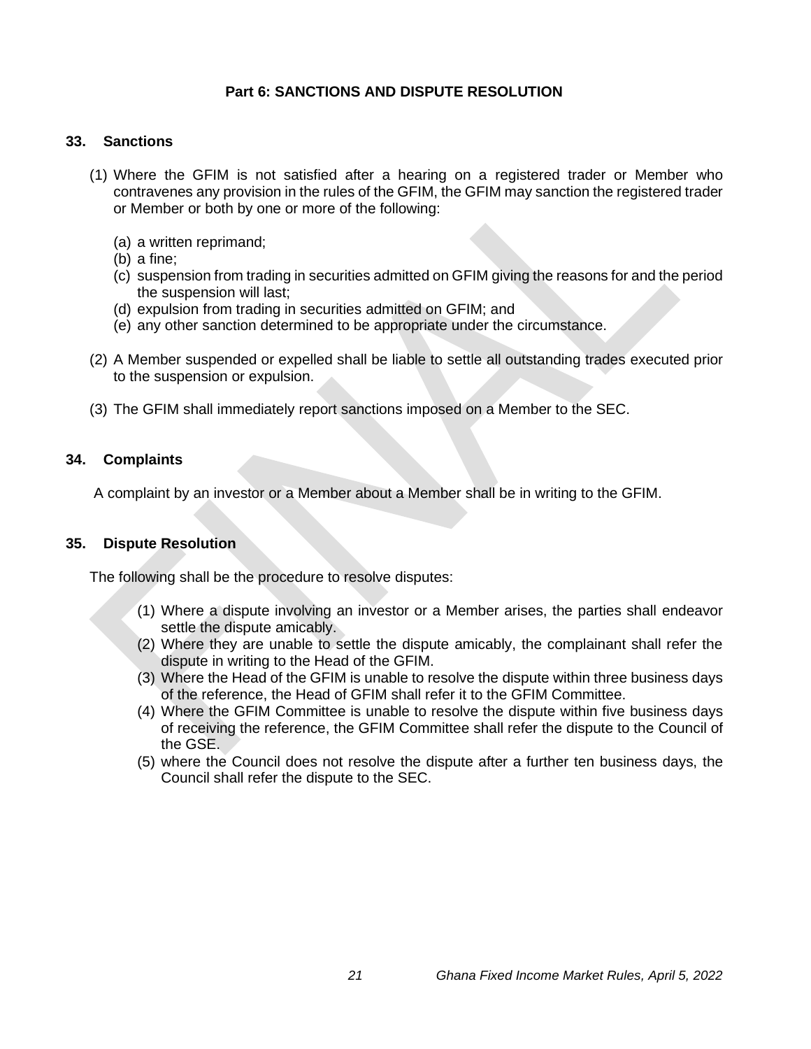## Part 6: SANCTIONS AND DISPUTE RESOLUTION

### 33. Sanctions

(1) Where the GFIM is not satisfied after a hearing on a registered trader or Member who contravenes any provision in the rules of the GFIM, the GFIM may sanction the registered trader or Member or both by one or more of the following:

   (a) a written reprimand;
   (b) a fine;
   (c) suspension from trading in securities admitted on GFIM giving the reasons for and the period the suspension will last;
   (d) expulsion from trading in securities admitted on GFIM; and
   (e) any other sanction determined to be appropriate under the circumstance.

(2) A Member suspended or expelled shall be liable to settle all outstanding trades executed prior to the suspension or expulsion.

(3) The GFIM shall immediately report sanctions imposed on a Member to the SEC.

### 34. Complaints

A complaint by an investor or a Member about a Member shall be in writing to the GFIM.

### 35. Dispute Resolution

The following shall be the procedure to resolve disputes:

(1) Where a dispute involving an investor or a Member arises, the parties shall endeavor settle the dispute amicably.
(2) Where they are unable to settle the dispute amicably, the complainant shall refer the dispute in writing to the Head of the GFIM.
(3) Where the Head of the GFIM is unable to resolve the dispute within three business days of the reference, the Head of GFIM shall refer it to the GFIM Committee.
(4) Where the GFIM Committee is unable to resolve the dispute within five business days of receiving the reference, the GFIM Committee shall refer the dispute to the Council of the GSE.
(5) where the Council does not resolve the dispute after a further ten business days, the Council shall refer the dispute to the SEC.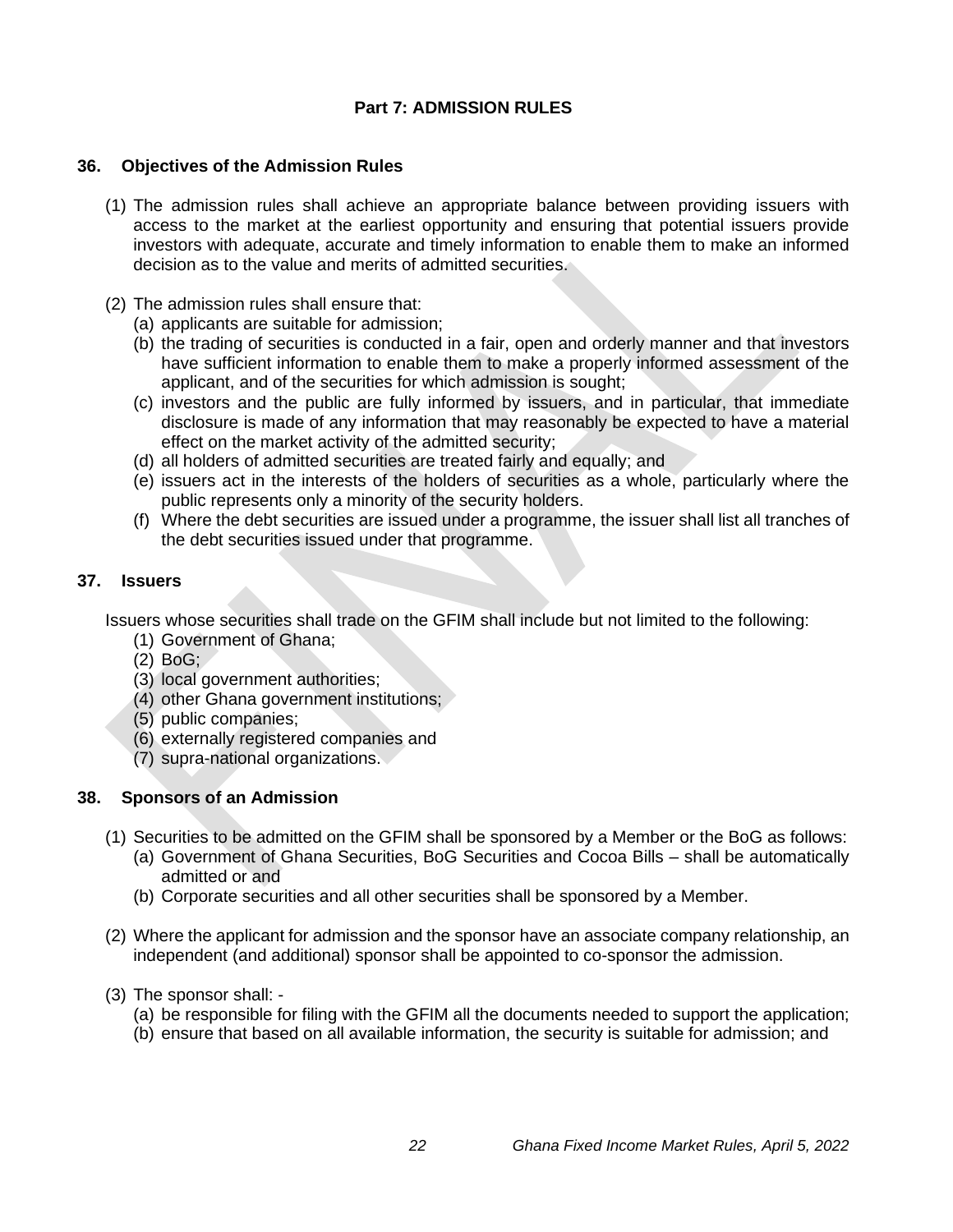## Part 7: ADMISSION RULES

### 36. Objectives of the Admission Rules

(1) The admission rules shall achieve an appropriate balance between providing issuers with access to the market at the earliest opportunity and ensuring that potential issuers provide investors with adequate, accurate and timely information to enable them to make an informed decision as to the value and merits of admitted securities.

(2) The admission rules shall ensure that:

(a) applicants are suitable for admission;

(b) the trading of securities is conducted in a fair, open and orderly manner and that investors have sufficient information to enable them to make a properly informed assessment of the applicant, and of the securities for which admission is sought;

(c) investors and the public are fully informed by issuers, and in particular, that immediate disclosure is made of any information that may reasonably be expected to have a material effect on the market activity of the admitted security;

(d) all holders of admitted securities are treated fairly and equally; and

(e) issuers act in the interests of the holders of securities as a whole, particularly where the public represents only a minority of the security holders.

(f) Where the debt securities are issued under a programme, the issuer shall list all tranches of the debt securities issued under that programme.

### 37. Issuers

Issuers whose securities shall trade on the GFIM shall include but not limited to the following:

(1) Government of Ghana;
(2) BoG;
(3) local government authorities;
(4) other Ghana government institutions;
(5) public companies;
(6) externally registered companies and
(7) supra-national organizations.

### 38. Sponsors of an Admission

(1) Securities to be admitted on the GFIM shall be sponsored by a Member or the BoG as follows:

(a) Government of Ghana Securities, BoG Securities and Cocoa Bills – shall be automatically admitted or and

(b) Corporate securities and all other securities shall be sponsored by a Member.

(2) Where the applicant for admission and the sponsor have an associate company relationship, an independent (and additional) sponsor shall be appointed to co-sponsor the admission.

(3) The sponsor shall: -

(a) be responsible for filing with the GFIM all the documents needed to support the application;

(b) ensure that based on all available information, the security is suitable for admission; and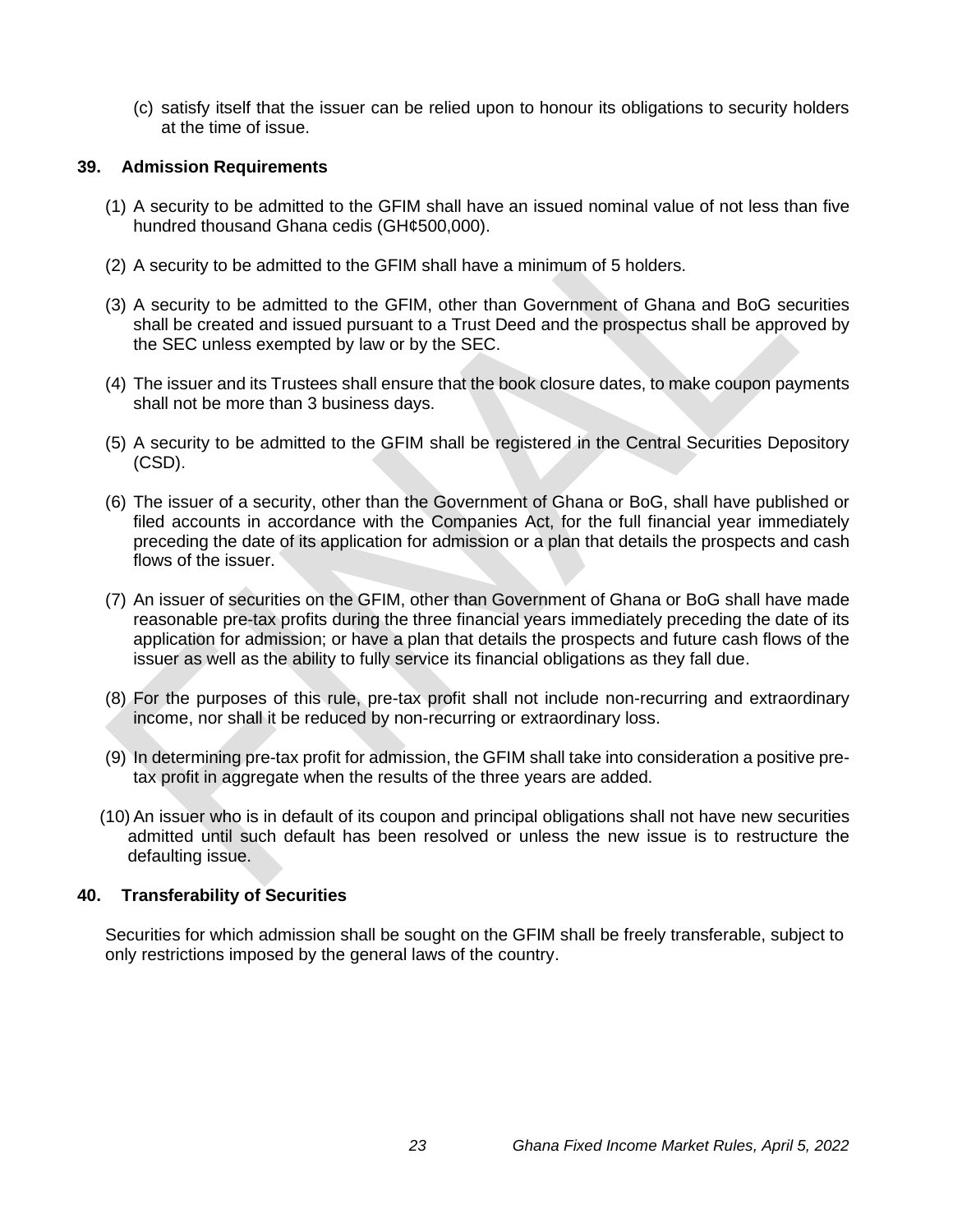(c) satisfy itself that the issuer can be relied upon to honour its obligations to security holders at the time of issue.

## 39. Admission Requirements

(1) A security to be admitted to the GFIM shall have an issued nominal value of not less than five hundred thousand Ghana cedis (GH¢500,000).

(2) A security to be admitted to the GFIM shall have a minimum of 5 holders.

(3) A security to be admitted to the GFIM, other than Government of Ghana and BoG securities shall be created and issued pursuant to a Trust Deed and the prospectus shall be approved by the SEC unless exempted by law or by the SEC.

(4) The issuer and its Trustees shall ensure that the book closure dates, to make coupon payments shall not be more than 3 business days.

(5) A security to be admitted to the GFIM shall be registered in the Central Securities Depository (CSD).

(6) The issuer of a security, other than the Government of Ghana or BoG, shall have published or filed accounts in accordance with the Companies Act, for the full financial year immediately preceding the date of its application for admission or a plan that details the prospects and cash flows of the issuer.

(7) An issuer of securities on the GFIM, other than Government of Ghana or BoG shall have made reasonable pre-tax profits during the three financial years immediately preceding the date of its application for admission; or have a plan that details the prospects and future cash flows of the issuer as well as the ability to fully service its financial obligations as they fall due.

(8) For the purposes of this rule, pre-tax profit shall not include non-recurring and extraordinary income, nor shall it be reduced by non-recurring or extraordinary loss.

(9) In determining pre-tax profit for admission, the GFIM shall take into consideration a positive pre-tax profit in aggregate when the results of the three years are added.

(10) An issuer who is in default of its coupon and principal obligations shall not have new securities admitted until such default has been resolved or unless the new issue is to restructure the defaulting issue.

## 40. Transferability of Securities

Securities for which admission shall be sought on the GFIM shall be freely transferable, subject to only restrictions imposed by the general laws of the country.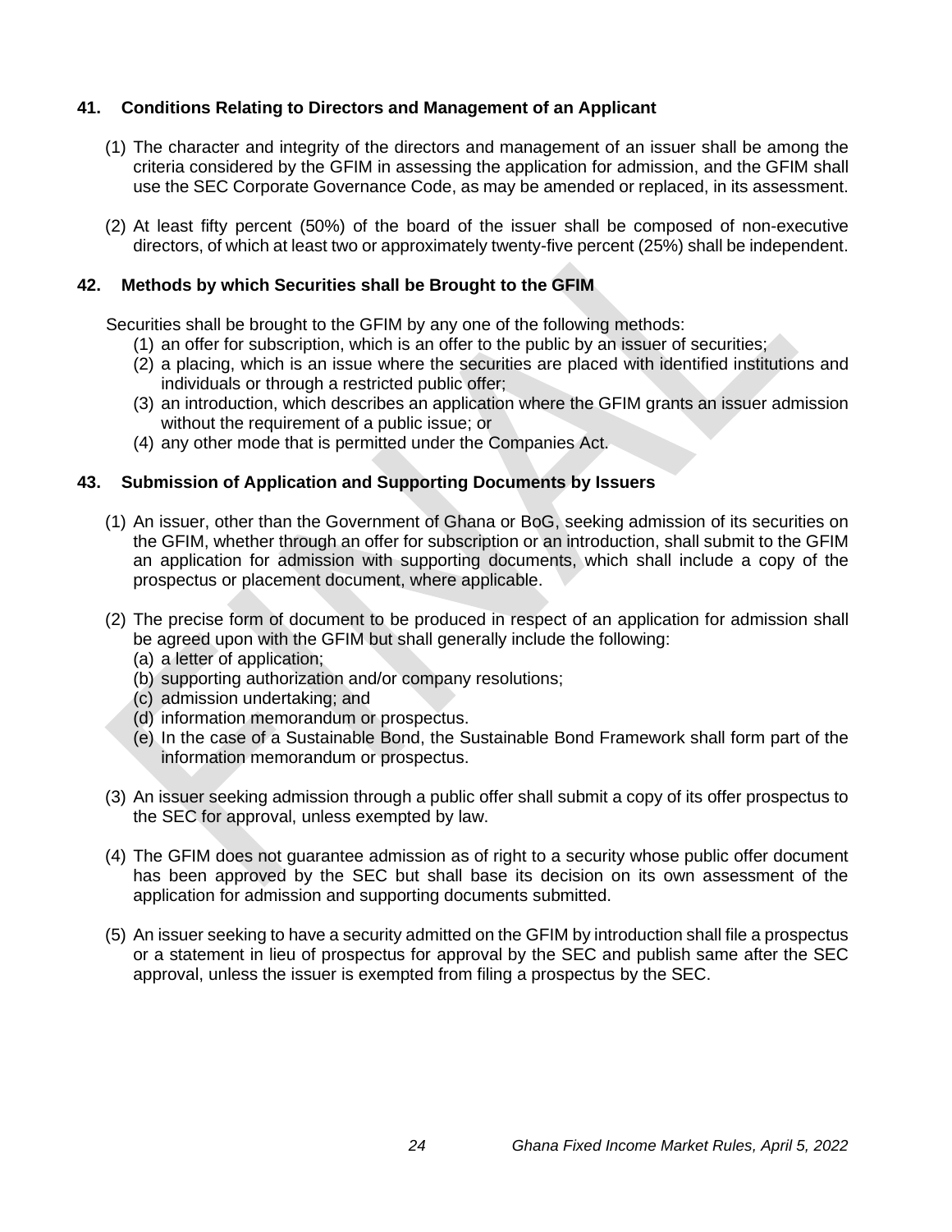## 41. Conditions Relating to Directors and Management of an Applicant

(1) The character and integrity of the directors and management of an issuer shall be among the criteria considered by the GFIM in assessing the application for admission, and the GFIM shall use the SEC Corporate Governance Code, as may be amended or replaced, in its assessment.

(2) At least fifty percent (50%) of the board of the issuer shall be composed of non-executive directors, of which at least two or approximately twenty-five percent (25%) shall be independent.

## 42. Methods by which Securities shall be Brought to the GFIM

Securities shall be brought to the GFIM by any one of the following methods:

(1) an offer for subscription, which is an offer to the public by an issuer of securities;
(2) a placing, which is an issue where the securities are placed with identified institutions and individuals or through a restricted public offer;
(3) an introduction, which describes an application where the GFIM grants an issuer admission without the requirement of a public issue; or
(4) any other mode that is permitted under the Companies Act.

## 43. Submission of Application and Supporting Documents by Issuers

(1) An issuer, other than the Government of Ghana or BoG, seeking admission of its securities on the GFIM, whether through an offer for subscription or an introduction, shall submit to the GFIM an application for admission with supporting documents, which shall include a copy of the prospectus or placement document, where applicable.

(2) The precise form of document to be produced in respect of an application for admission shall be agreed upon with the GFIM but shall generally include the following:
   (a) a letter of application;
   (b) supporting authorization and/or company resolutions;
   (c) admission undertaking; and
   (d) information memorandum or prospectus.
   (e) In the case of a Sustainable Bond, the Sustainable Bond Framework shall form part of the information memorandum or prospectus.

(3) An issuer seeking admission through a public offer shall submit a copy of its offer prospectus to the SEC for approval, unless exempted by law.

(4) The GFIM does not guarantee admission as of right to a security whose public offer document has been approved by the SEC but shall base its decision on its own assessment of the application for admission and supporting documents submitted.

(5) An issuer seeking to have a security admitted on the GFIM by introduction shall file a prospectus or a statement in lieu of prospectus for approval by the SEC and publish same after the SEC approval, unless the issuer is exempted from filing a prospectus by the SEC.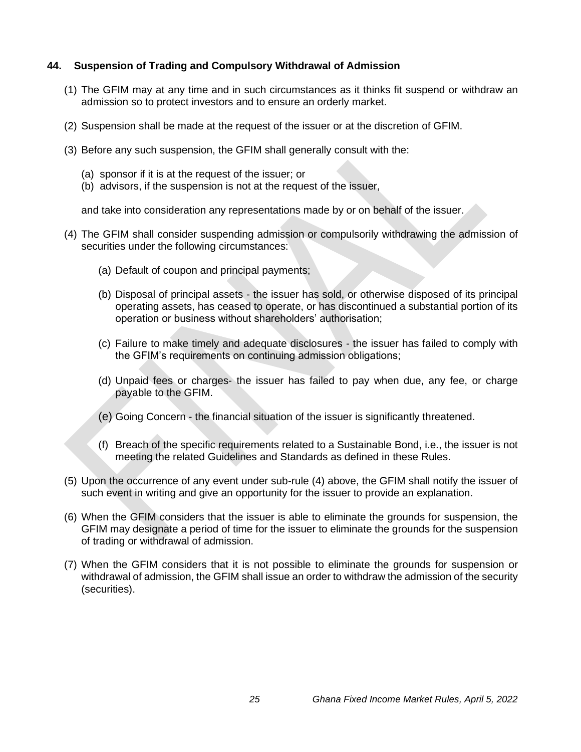### 44. Suspension of Trading and Compulsory Withdrawal of Admission

(1) The GFIM may at any time and in such circumstances as it thinks fit suspend or withdraw an admission so to protect investors and to ensure an orderly market.

(2) Suspension shall be made at the request of the issuer or at the discretion of GFIM.

(3) Before any such suspension, the GFIM shall generally consult with the:

   (a) sponsor if it is at the request of the issuer; or
   (b) advisors, if the suspension is not at the request of the issuer,

   and take into consideration any representations made by or on behalf of the issuer.

(4) The GFIM shall consider suspending admission or compulsorily withdrawing the admission of securities under the following circumstances:

   (a) Default of coupon and principal payments;

   (b) Disposal of principal assets - the issuer has sold, or otherwise disposed of its principal operating assets, has ceased to operate, or has discontinued a substantial portion of its operation or business without shareholders' authorisation;

   (c) Failure to make timely and adequate disclosures - the issuer has failed to comply with the GFIM's requirements on continuing admission obligations;

   (d) Unpaid fees or charges- the issuer has failed to pay when due, any fee, or charge payable to the GFIM.

   (e) Going Concern - the financial situation of the issuer is significantly threatened.

   (f) Breach of the specific requirements related to a Sustainable Bond, i.e., the issuer is not meeting the related Guidelines and Standards as defined in these Rules.

(5) Upon the occurrence of any event under sub-rule (4) above, the GFIM shall notify the issuer of such event in writing and give an opportunity for the issuer to provide an explanation.

(6) When the GFIM considers that the issuer is able to eliminate the grounds for suspension, the GFIM may designate a period of time for the issuer to eliminate the grounds for the suspension of trading or withdrawal of admission.

(7) When the GFIM considers that it is not possible to eliminate the grounds for suspension or withdrawal of admission, the GFIM shall issue an order to withdraw the admission of the security (securities).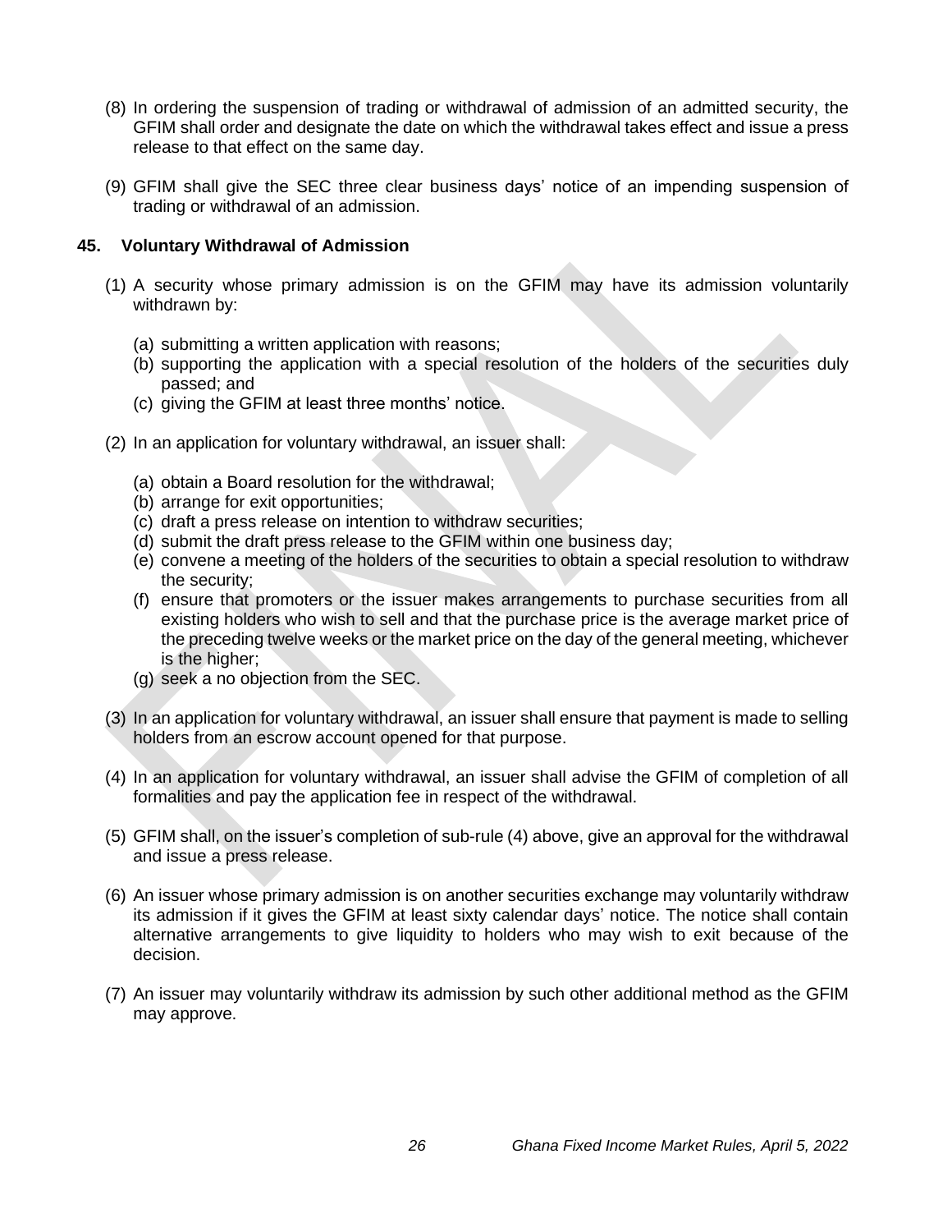(8) In ordering the suspension of trading or withdrawal of admission of an admitted security, the GFIM shall order and designate the date on which the withdrawal takes effect and issue a press release to that effect on the same day.

(9) GFIM shall give the SEC three clear business days' notice of an impending suspension of trading or withdrawal of an admission.

### 45. Voluntary Withdrawal of Admission

(1) A security whose primary admission is on the GFIM may have its admission voluntarily withdrawn by:

- (a) submitting a written application with reasons;
- (b) supporting the application with a special resolution of the holders of the securities duly passed; and
- (c) giving the GFIM at least three months' notice.

(2) In an application for voluntary withdrawal, an issuer shall:

- (a) obtain a Board resolution for the withdrawal;
- (b) arrange for exit opportunities;
- (c) draft a press release on intention to withdraw securities;
- (d) submit the draft press release to the GFIM within one business day;
- (e) convene a meeting of the holders of the securities to obtain a special resolution to withdraw the security;
- (f) ensure that promoters or the issuer makes arrangements to purchase securities from all existing holders who wish to sell and that the purchase price is the average market price of the preceding twelve weeks or the market price on the day of the general meeting, whichever is the higher;
- (g) seek a no objection from the SEC.

(3) In an application for voluntary withdrawal, an issuer shall ensure that payment is made to selling holders from an escrow account opened for that purpose.

(4) In an application for voluntary withdrawal, an issuer shall advise the GFIM of completion of all formalities and pay the application fee in respect of the withdrawal.

(5) GFIM shall, on the issuer's completion of sub-rule (4) above, give an approval for the withdrawal and issue a press release.

(6) An issuer whose primary admission is on another securities exchange may voluntarily withdraw its admission if it gives the GFIM at least sixty calendar days' notice. The notice shall contain alternative arrangements to give liquidity to holders who may wish to exit because of the decision.

(7) An issuer may voluntarily withdraw its admission by such other additional method as the GFIM may approve.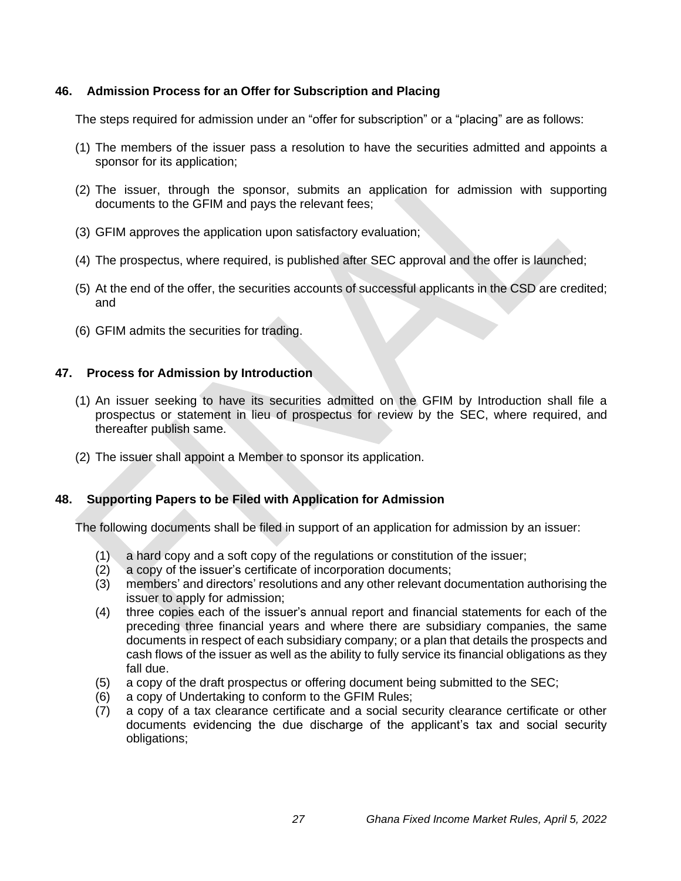## 46. Admission Process for an Offer for Subscription and Placing

The steps required for admission under an “offer for subscription” or a “placing” are as follows:

(1) The members of the issuer pass a resolution to have the securities admitted and appoints a sponsor for its application;

(2) The issuer, through the sponsor, submits an application for admission with supporting documents to the GFIM and pays the relevant fees;

(3) GFIM approves the application upon satisfactory evaluation;

(4) The prospectus, where required, is published after SEC approval and the offer is launched;

(5) At the end of the offer, the securities accounts of successful applicants in the CSD are credited; and

(6) GFIM admits the securities for trading.

## 47. Process for Admission by Introduction

(1) An issuer seeking to have its securities admitted on the GFIM by Introduction shall file a prospectus or statement in lieu of prospectus for review by the SEC, where required, and thereafter publish same.

(2) The issuer shall appoint a Member to sponsor its application.

## 48. Supporting Papers to be Filed with Application for Admission

The following documents shall be filed in support of an application for admission by an issuer:

(1) a hard copy and a soft copy of the regulations or constitution of the issuer;
(2) a copy of the issuer’s certificate of incorporation documents;
(3) members’ and directors’ resolutions and any other relevant documentation authorising the issuer to apply for admission;
(4) three copies each of the issuer’s annual report and financial statements for each of the preceding three financial years and where there are subsidiary companies, the same documents in respect of each subsidiary company; or a plan that details the prospects and cash flows of the issuer as well as the ability to fully service its financial obligations as they fall due.
(5) a copy of the draft prospectus or offering document being submitted to the SEC;
(6) a copy of Undertaking to conform to the GFIM Rules;
(7) a copy of a tax clearance certificate and a social security clearance certificate or other documents evidencing the due discharge of the applicant’s tax and social security obligations;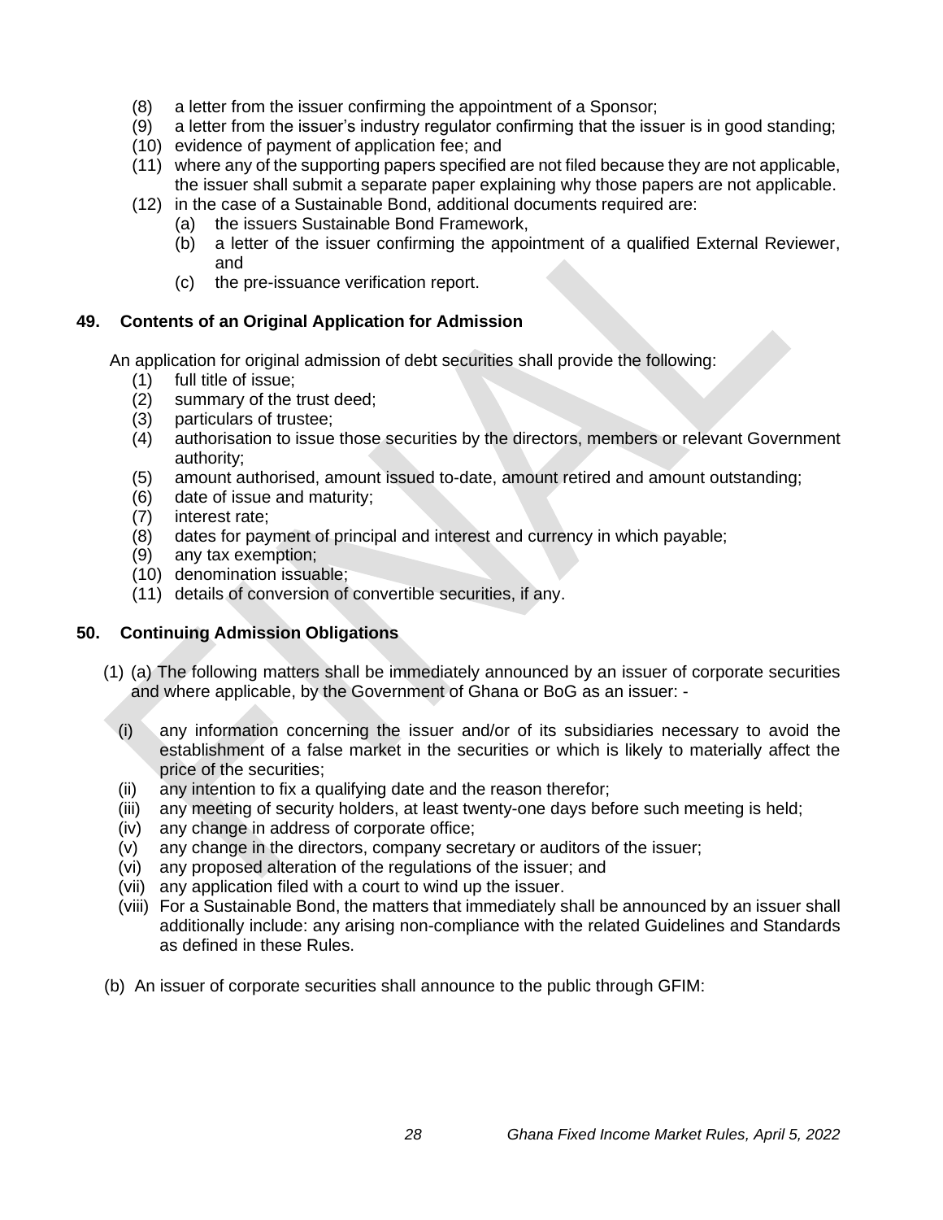(8) a letter from the issuer confirming the appointment of a Sponsor;
(9) a letter from the issuer's industry regulator confirming that the issuer is in good standing;
(10) evidence of payment of application fee; and
(11) where any of the supporting papers specified are not filed because they are not applicable, the issuer shall submit a separate paper explaining why those papers are not applicable.
(12) in the case of a Sustainable Bond, additional documents required are:
  (a) the issuers Sustainable Bond Framework,
  (b) a letter of the issuer confirming the appointment of a qualified External Reviewer, and
  (c) the pre-issuance verification report.

## 49. Contents of an Original Application for Admission

An application for original admission of debt securities shall provide the following:

(1) full title of issue;
(2) summary of the trust deed;
(3) particulars of trustee;
(4) authorisation to issue those securities by the directors, members or relevant Government authority;
(5) amount authorised, amount issued to-date, amount retired and amount outstanding;
(6) date of issue and maturity;
(7) interest rate;
(8) dates for payment of principal and interest and currency in which payable;
(9) any tax exemption;
(10) denomination issuable;
(11) details of conversion of convertible securities, if any.

## 50. Continuing Admission Obligations

(1) (a) The following matters shall be immediately announced by an issuer of corporate securities and where applicable, by the Government of Ghana or BoG as an issuer: -

  (i) any information concerning the issuer and/or of its subsidiaries necessary to avoid the establishment of a false market in the securities or which is likely to materially affect the price of the securities;
  (ii) any intention to fix a qualifying date and the reason therefor;
  (iii) any meeting of security holders, at least twenty-one days before such meeting is held;
  (iv) any change in address of corporate office;
  (v) any change in the directors, company secretary or auditors of the issuer;
  (vi) any proposed alteration of the regulations of the issuer; and
  (vii) any application filed with a court to wind up the issuer.
  (viii) For a Sustainable Bond, the matters that immediately shall be announced by an issuer shall additionally include: any arising non-compliance with the related Guidelines and Standards as defined in these Rules.

(b) An issuer of corporate securities shall announce to the public through GFIM: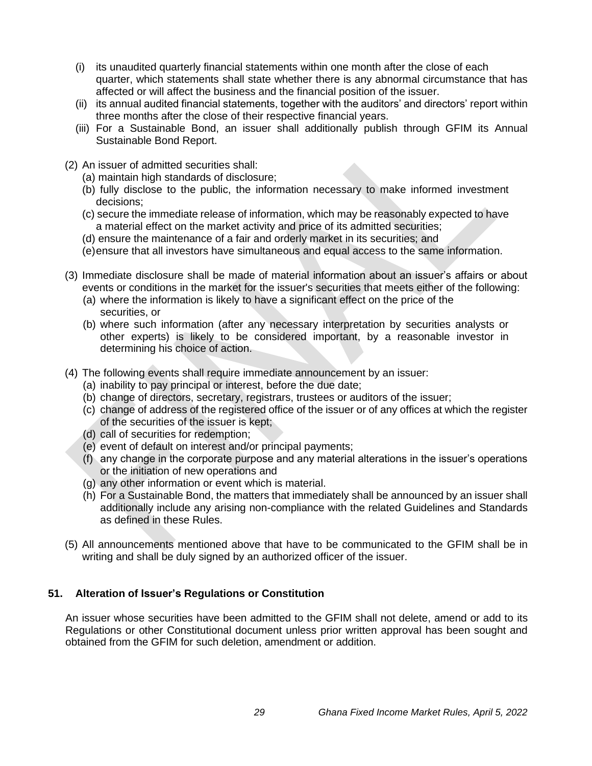(i) its unaudited quarterly financial statements within one month after the close of each quarter, which statements shall state whether there is any abnormal circumstance that has affected or will affect the business and the financial position of the issuer.

(ii) its annual audited financial statements, together with the auditors' and directors' report within three months after the close of their respective financial years.

(iii) For a Sustainable Bond, an issuer shall additionally publish through GFIM its Annual Sustainable Bond Report.

(2) An issuer of admitted securities shall:

(a) maintain high standards of disclosure;

(b) fully disclose to the public, the information necessary to make informed investment decisions;

(c) secure the immediate release of information, which may be reasonably expected to have a material effect on the market activity and price of its admitted securities;

(d) ensure the maintenance of a fair and orderly market in its securities; and

(e) ensure that all investors have simultaneous and equal access to the same information.

(3) Immediate disclosure shall be made of material information about an issuer's affairs or about events or conditions in the market for the issuer's securities that meets either of the following:

(a) where the information is likely to have a significant effect on the price of the securities, or

(b) where such information (after any necessary interpretation by securities analysts or other experts) is likely to be considered important, by a reasonable investor in determining his choice of action.

(4) The following events shall require immediate announcement by an issuer:

(a) inability to pay principal or interest, before the due date;

(b) change of directors, secretary, registrars, trustees or auditors of the issuer;

(c) change of address of the registered office of the issuer or of any offices at which the register of the securities of the issuer is kept;

(d) call of securities for redemption;

(e) event of default on interest and/or principal payments;

(f) any change in the corporate purpose and any material alterations in the issuer's operations or the initiation of new operations and

(g) any other information or event which is material.

(h) For a Sustainable Bond, the matters that immediately shall be announced by an issuer shall additionally include any arising non-compliance with the related Guidelines and Standards as defined in these Rules.

(5) All announcements mentioned above that have to be communicated to the GFIM shall be in writing and shall be duly signed by an authorized officer of the issuer.

### 51. Alteration of Issuer's Regulations or Constitution

An issuer whose securities have been admitted to the GFIM shall not delete, amend or add to its Regulations or other Constitutional document unless prior written approval has been sought and obtained from the GFIM for such deletion, amendment or addition.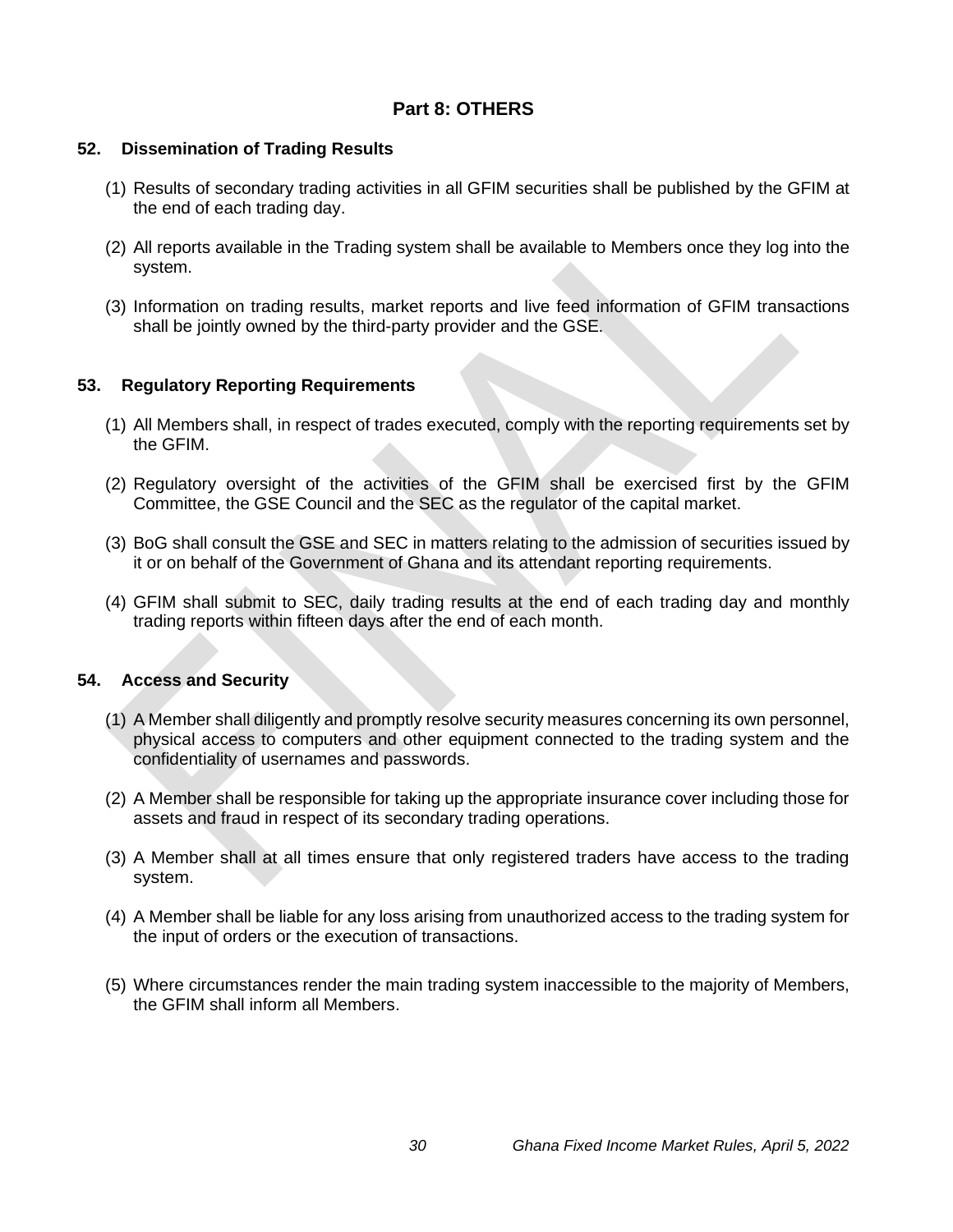## Part 8: OTHERS

### 52. Dissemination of Trading Results

(1) Results of secondary trading activities in all GFIM securities shall be published by the GFIM at the end of each trading day.

(2) All reports available in the Trading system shall be available to Members once they log into the system.

(3) Information on trading results, market reports and live feed information of GFIM transactions shall be jointly owned by the third-party provider and the GSE.

### 53. Regulatory Reporting Requirements

(1) All Members shall, in respect of trades executed, comply with the reporting requirements set by the GFIM.

(2) Regulatory oversight of the activities of the GFIM shall be exercised first by the GFIM Committee, the GSE Council and the SEC as the regulator of the capital market.

(3) BoG shall consult the GSE and SEC in matters relating to the admission of securities issued by it or on behalf of the Government of Ghana and its attendant reporting requirements.

(4) GFIM shall submit to SEC, daily trading results at the end of each trading day and monthly trading reports within fifteen days after the end of each month.

### 54. Access and Security

(1) A Member shall diligently and promptly resolve security measures concerning its own personnel, physical access to computers and other equipment connected to the trading system and the confidentiality of usernames and passwords.

(2) A Member shall be responsible for taking up the appropriate insurance cover including those for assets and fraud in respect of its secondary trading operations.

(3) A Member shall at all times ensure that only registered traders have access to the trading system.

(4) A Member shall be liable for any loss arising from unauthorized access to the trading system for the input of orders or the execution of transactions.

(5) Where circumstances render the main trading system inaccessible to the majority of Members, the GFIM shall inform all Members.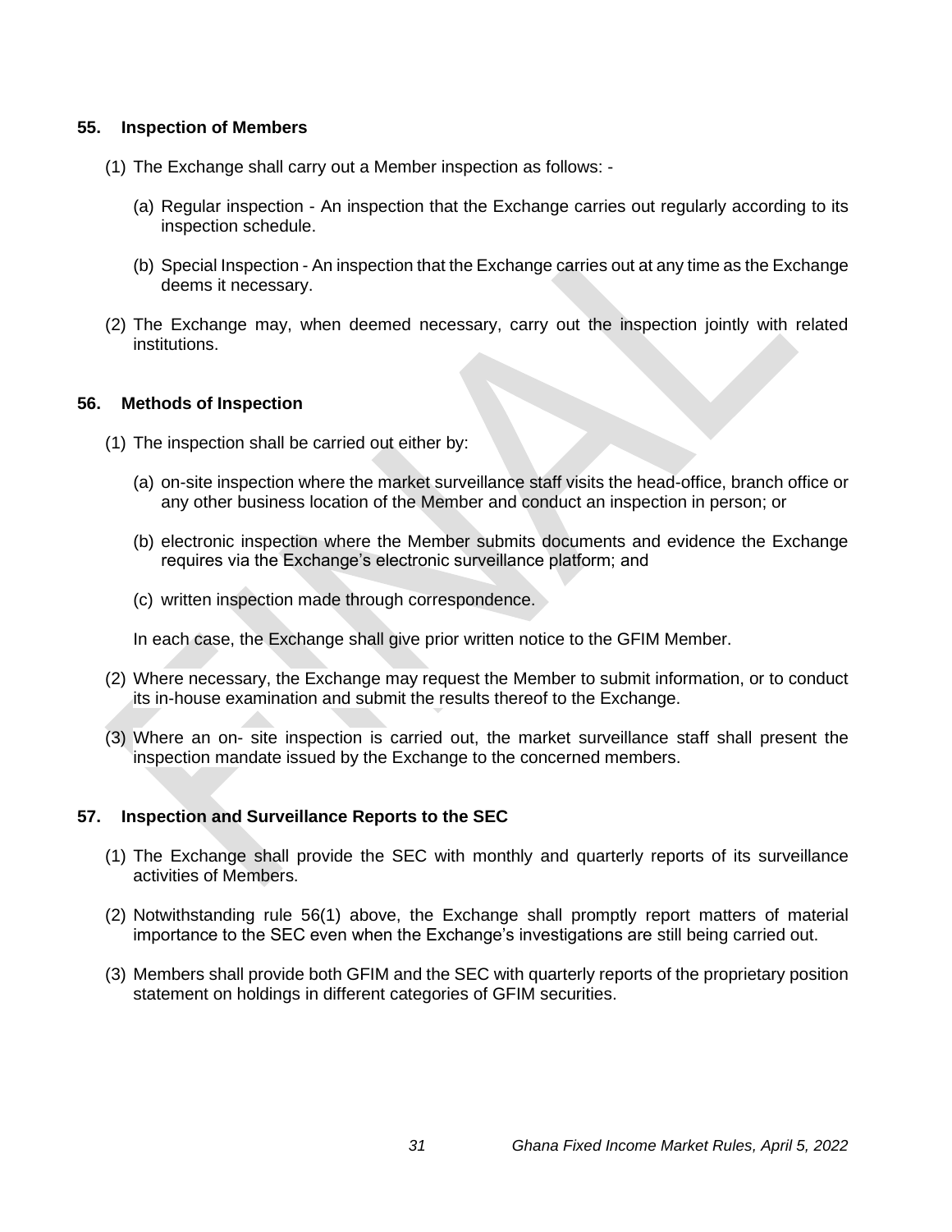### 55. Inspection of Members

(1) The Exchange shall carry out a Member inspection as follows: -

(a) Regular inspection - An inspection that the Exchange carries out regularly according to its inspection schedule.

(b) Special Inspection - An inspection that the Exchange carries out at any time as the Exchange deems it necessary.

(2) The Exchange may, when deemed necessary, carry out the inspection jointly with related institutions.

### 56. Methods of Inspection

(1) The inspection shall be carried out either by:

(a) on-site inspection where the market surveillance staff visits the head-office, branch office or any other business location of the Member and conduct an inspection in person; or

(b) electronic inspection where the Member submits documents and evidence the Exchange requires via the Exchange's electronic surveillance platform; and

(c) written inspection made through correspondence.

In each case, the Exchange shall give prior written notice to the GFIM Member.

(2) Where necessary, the Exchange may request the Member to submit information, or to conduct its in-house examination and submit the results thereof to the Exchange.

(3) Where an on- site inspection is carried out, the market surveillance staff shall present the inspection mandate issued by the Exchange to the concerned members.

### 57. Inspection and Surveillance Reports to the SEC

(1) The Exchange shall provide the SEC with monthly and quarterly reports of its surveillance activities of Members.

(2) Notwithstanding rule 56(1) above, the Exchange shall promptly report matters of material importance to the SEC even when the Exchange's investigations are still being carried out.

(3) Members shall provide both GFIM and the SEC with quarterly reports of the proprietary position statement on holdings in different categories of GFIM securities.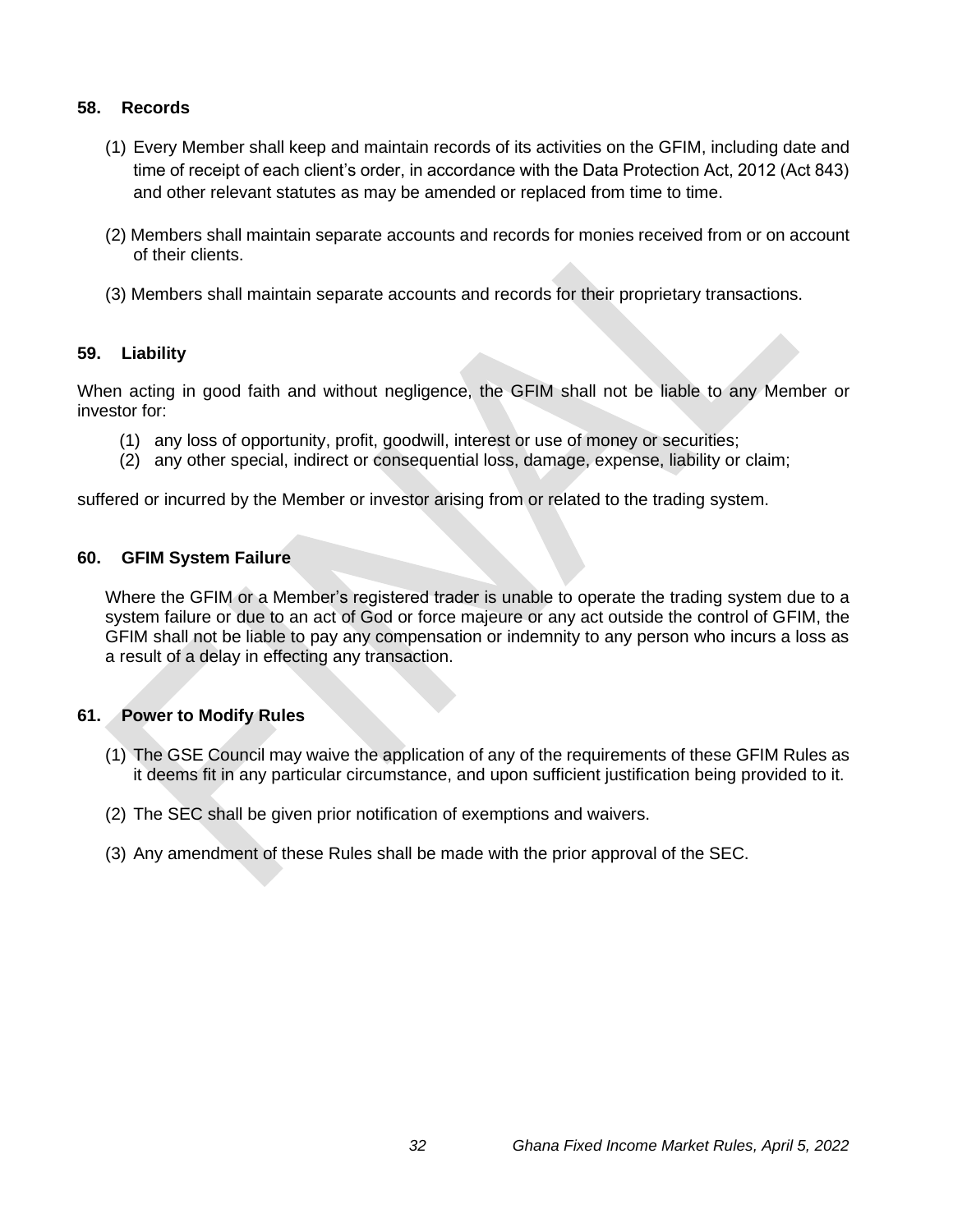## 58. Records

(1) Every Member shall keep and maintain records of its activities on the GFIM, including date and time of receipt of each client's order, in accordance with the Data Protection Act, 2012 (Act 843) and other relevant statutes as may be amended or replaced from time to time.

(2) Members shall maintain separate accounts and records for monies received from or on account of their clients.

(3) Members shall maintain separate accounts and records for their proprietary transactions.

## 59. Liability

When acting in good faith and without negligence, the GFIM shall not be liable to any Member or investor for:

(1) any loss of opportunity, profit, goodwill, interest or use of money or securities;
(2) any other special, indirect or consequential loss, damage, expense, liability or claim;

suffered or incurred by the Member or investor arising from or related to the trading system.

## 60. GFIM System Failure

Where the GFIM or a Member's registered trader is unable to operate the trading system due to a system failure or due to an act of God or force majeure or any act outside the control of GFIM, the GFIM shall not be liable to pay any compensation or indemnity to any person who incurs a loss as a result of a delay in effecting any transaction.

## 61. Power to Modify Rules

(1) The GSE Council may waive the application of any of the requirements of these GFIM Rules as it deems fit in any particular circumstance, and upon sufficient justification being provided to it.

(2) The SEC shall be given prior notification of exemptions and waivers.

(3) Any amendment of these Rules shall be made with the prior approval of the SEC.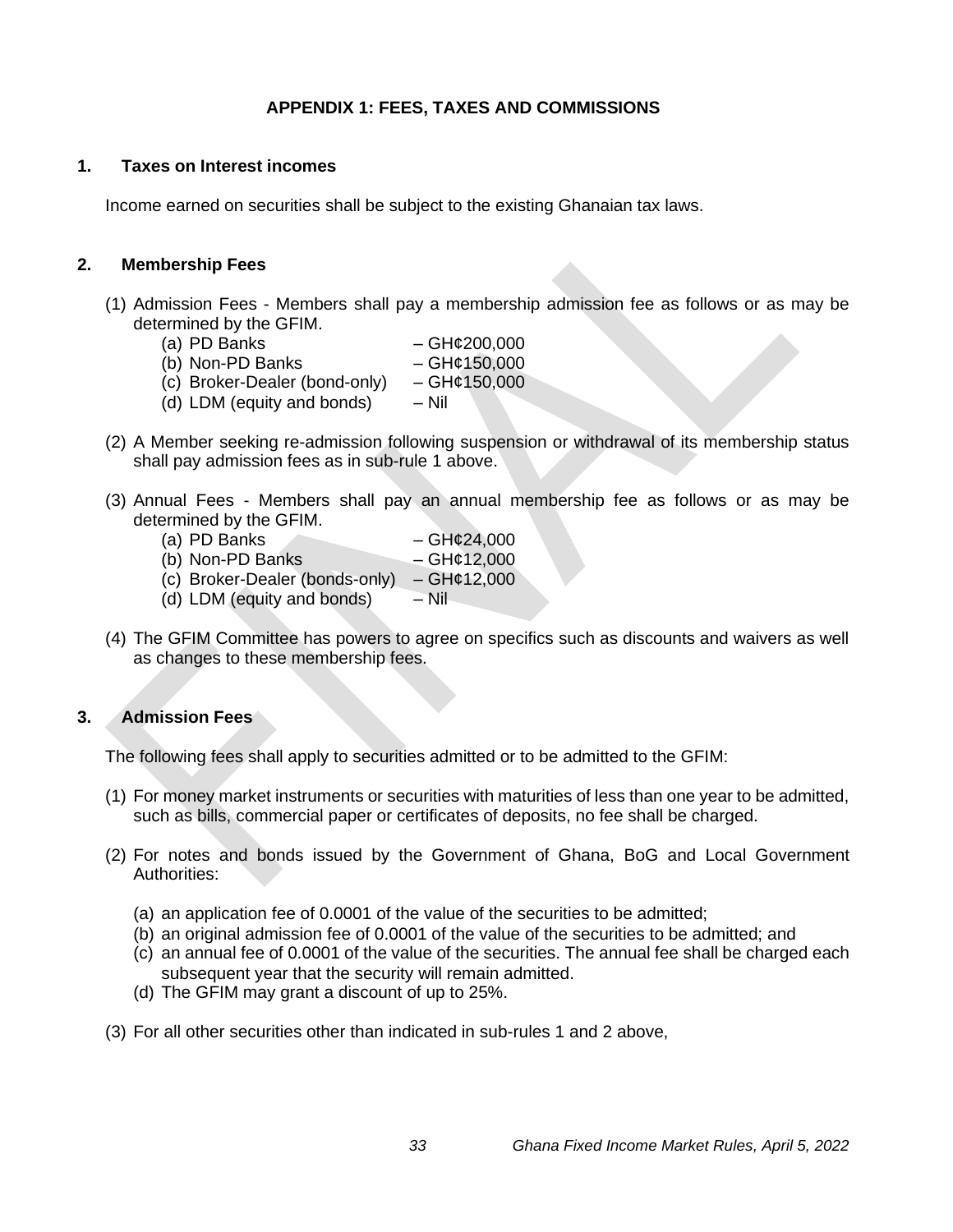## APPENDIX 1: FEES, TAXES AND COMMISSIONS

### 1. Taxes on Interest incomes

Income earned on securities shall be subject to the existing Ghanaian tax laws.

### 2. Membership Fees

(1) Admission Fees - Members shall pay a membership admission fee as follows or as may be determined by the GFIM.

- (a) PD Banks – GH¢200,000
- (b) Non-PD Banks – GH¢150,000
- (c) Broker-Dealer (bond-only) – GH¢150,000
- (d) LDM (equity and bonds) – Nil

(2) A Member seeking re-admission following suspension or withdrawal of its membership status shall pay admission fees as in sub-rule 1 above.

(3) Annual Fees - Members shall pay an annual membership fee as follows or as may be determined by the GFIM.

- (a) PD Banks – GH¢24,000
- (b) Non-PD Banks – GH¢12,000
- (c) Broker-Dealer (bonds-only) – GH¢12,000
- (d) LDM (equity and bonds) – Nil

(4) The GFIM Committee has powers to agree on specifics such as discounts and waivers as well as changes to these membership fees.

### 3. Admission Fees

The following fees shall apply to securities admitted or to be admitted to the GFIM:

(1) For money market instruments or securities with maturities of less than one year to be admitted, such as bills, commercial paper or certificates of deposits, no fee shall be charged.

(2) For notes and bonds issued by the Government of Ghana, BoG and Local Government Authorities:

- (a) an application fee of 0.0001 of the value of the securities to be admitted;
- (b) an original admission fee of 0.0001 of the value of the securities to be admitted; and
- (c) an annual fee of 0.0001 of the value of the securities. The annual fee shall be charged each subsequent year that the security will remain admitted.
- (d) The GFIM may grant a discount of up to 25%.

(3) For all other securities other than indicated in sub-rules 1 and 2 above,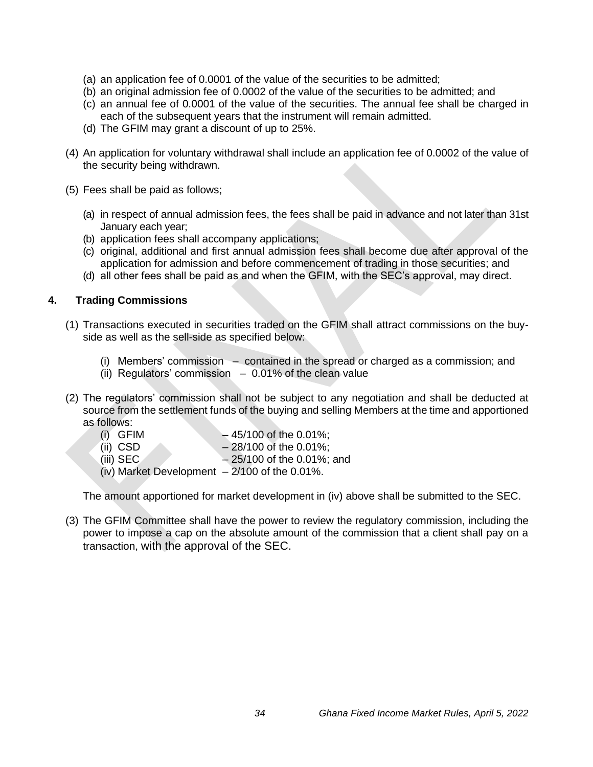(a) an application fee of 0.0001 of the value of the securities to be admitted;
(b) an original admission fee of 0.0002 of the value of the securities to be admitted; and
(c) an annual fee of 0.0001 of the value of the securities. The annual fee shall be charged in each of the subsequent years that the instrument will remain admitted.
(d) The GFIM may grant a discount of up to 25%.

(4) An application for voluntary withdrawal shall include an application fee of 0.0002 of the value of the security being withdrawn.

(5) Fees shall be paid as follows;

(a) in respect of annual admission fees, the fees shall be paid in advance and not later than 31st January each year;
(b) application fees shall accompany applications;
(c) original, additional and first annual admission fees shall become due after approval of the application for admission and before commencement of trading in those securities; and
(d) all other fees shall be paid as and when the GFIM, with the SEC's approval, may direct.

## 4. Trading Commissions

(1) Transactions executed in securities traded on the GFIM shall attract commissions on the buy-side as well as the sell-side as specified below:

(i) Members' commission – contained in the spread or charged as a commission; and
(ii) Regulators' commission – 0.01% of the clean value

(2) The regulators' commission shall not be subject to any negotiation and shall be deducted at source from the settlement funds of the buying and selling Members at the time and apportioned as follows:

(i) GFIM – 45/100 of the 0.01%;
(ii) CSD – 28/100 of the 0.01%;
(iii) SEC – 25/100 of the 0.01%; and
(iv) Market Development – 2/100 of the 0.01%.

The amount apportioned for market development in (iv) above shall be submitted to the SEC.

(3) The GFIM Committee shall have the power to review the regulatory commission, including the power to impose a cap on the absolute amount of the commission that a client shall pay on a transaction, with the approval of the SEC.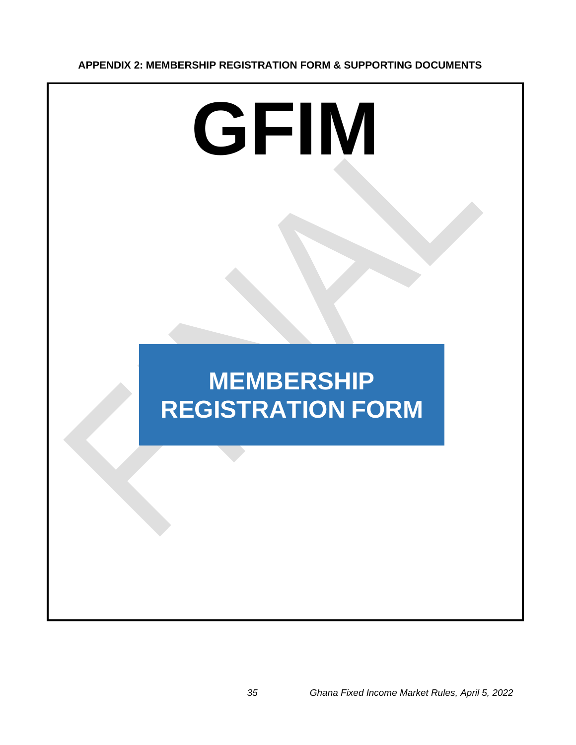**APPENDIX 2: MEMBERSHIP REGISTRATION FORM & SUPPORTING DOCUMENTS**

# GFIM

## MEMBERSHIP REGISTRATION FORM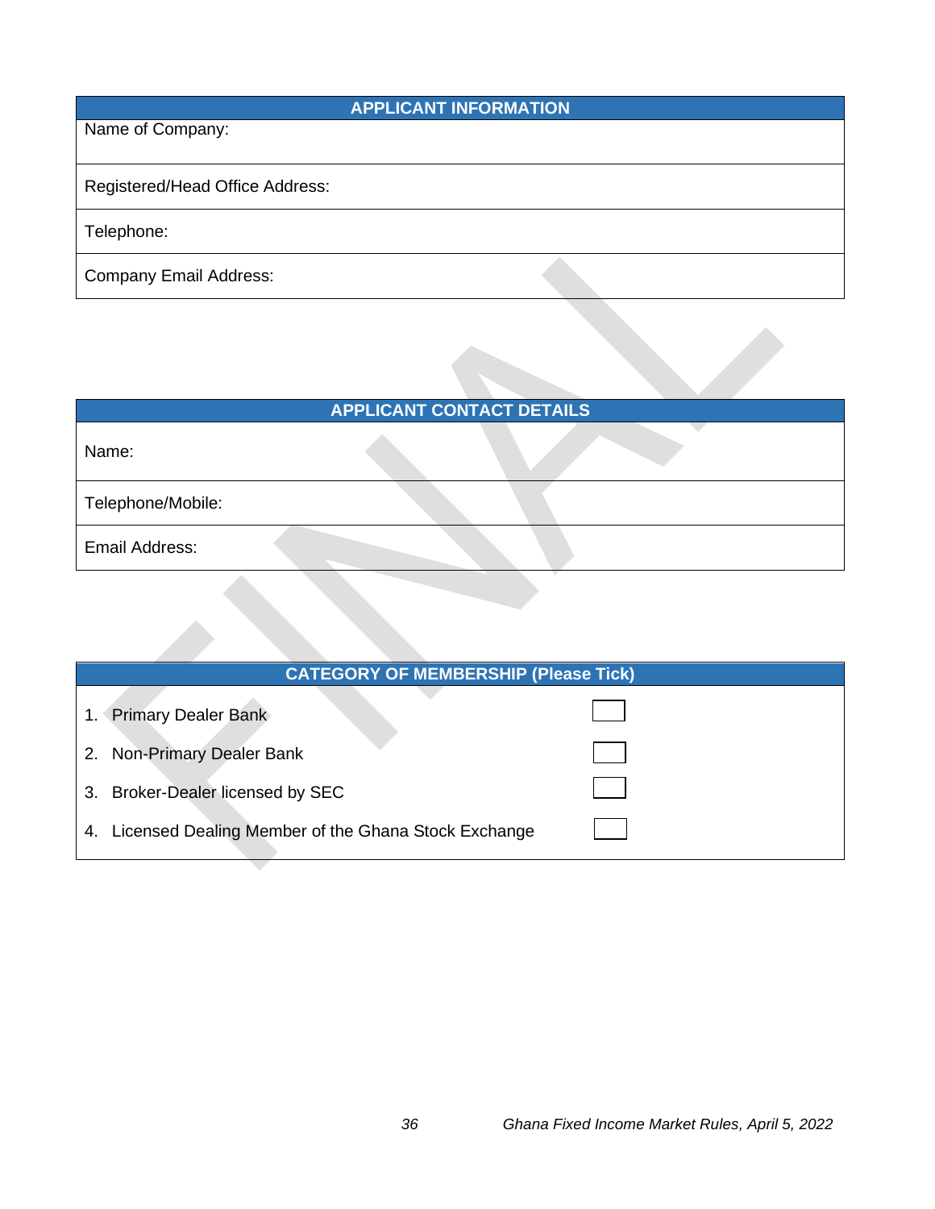| APPLICANT INFORMATION |
| --- |
| Name of Company: |
| Registered/Head Office Address: |
| Telephone: |
| Company Email Address: |

| APPLICANT CONTACT DETAILS |
| --- |
| Name: |
| Telephone/Mobile: |
| Email Address: |

| CATEGORY OF MEMBERSHIP (Please Tick) | |
| --- | --- |
| 1. Primary Dealer Bank | ☐ |
| 2. Non-Primary Dealer Bank | ☐ |
| 3. Broker-Dealer licensed by SEC | ☐ |
| 4. Licensed Dealing Member of the Ghana Stock Exchange | ☐ |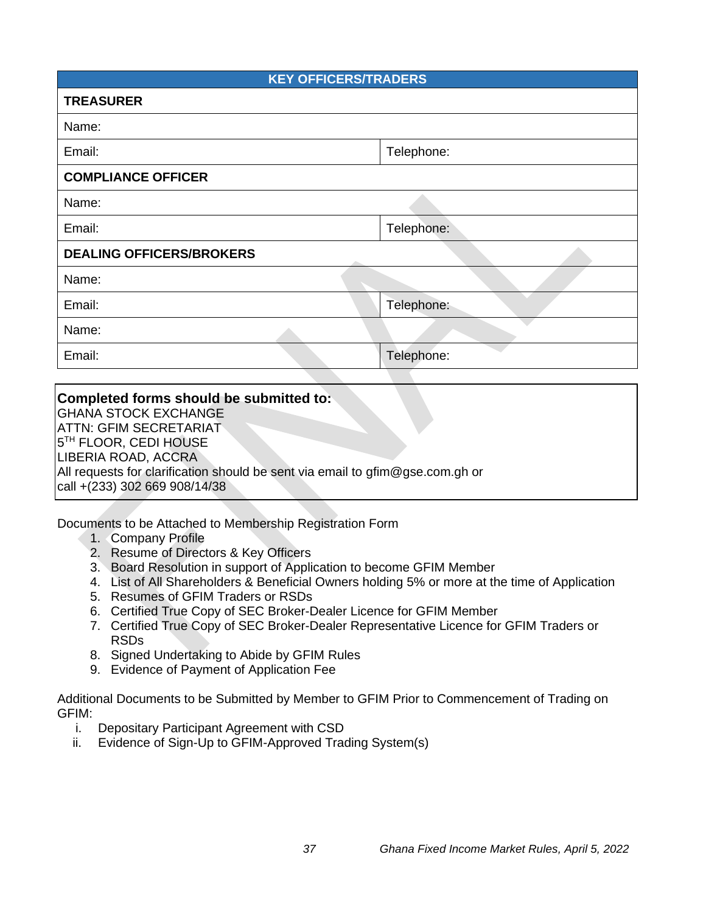| KEY OFFICERS/TRADERS | |
|---|---|
| **TREASURER** | |
| Name: | |
| Email: | Telephone: |
| **COMPLIANCE OFFICER** | |
| Name: | |
| Email: | Telephone: |
| **DEALING OFFICERS/BROKERS** | |
| Name: | |
| Email: | Telephone: |
| Name: | |
| Email: | Telephone: |

**Completed forms should be submitted to:**
GHANA STOCK EXCHANGE
ATTN: GFIM SECRETARIAT
5TH FLOOR, CEDI HOUSE
LIBERIA ROAD, ACCRA
All requests for clarification should be sent via email to gfim@gse.com.gh or call +(233) 302 669 908/14/38

Documents to be Attached to Membership Registration Form

1. Company Profile
2. Resume of Directors & Key Officers
3. Board Resolution in support of Application to become GFIM Member
4. List of All Shareholders & Beneficial Owners holding 5% or more at the time of Application
5. Resumes of GFIM Traders or RSDs
6. Certified True Copy of SEC Broker-Dealer Licence for GFIM Member
7. Certified True Copy of SEC Broker-Dealer Representative Licence for GFIM Traders or RSDs
8. Signed Undertaking to Abide by GFIM Rules
9. Evidence of Payment of Application Fee

Additional Documents to be Submitted by Member to GFIM Prior to Commencement of Trading on GFIM:

i. Depositary Participant Agreement with CSD
ii. Evidence of Sign-Up to GFIM-Approved Trading System(s)